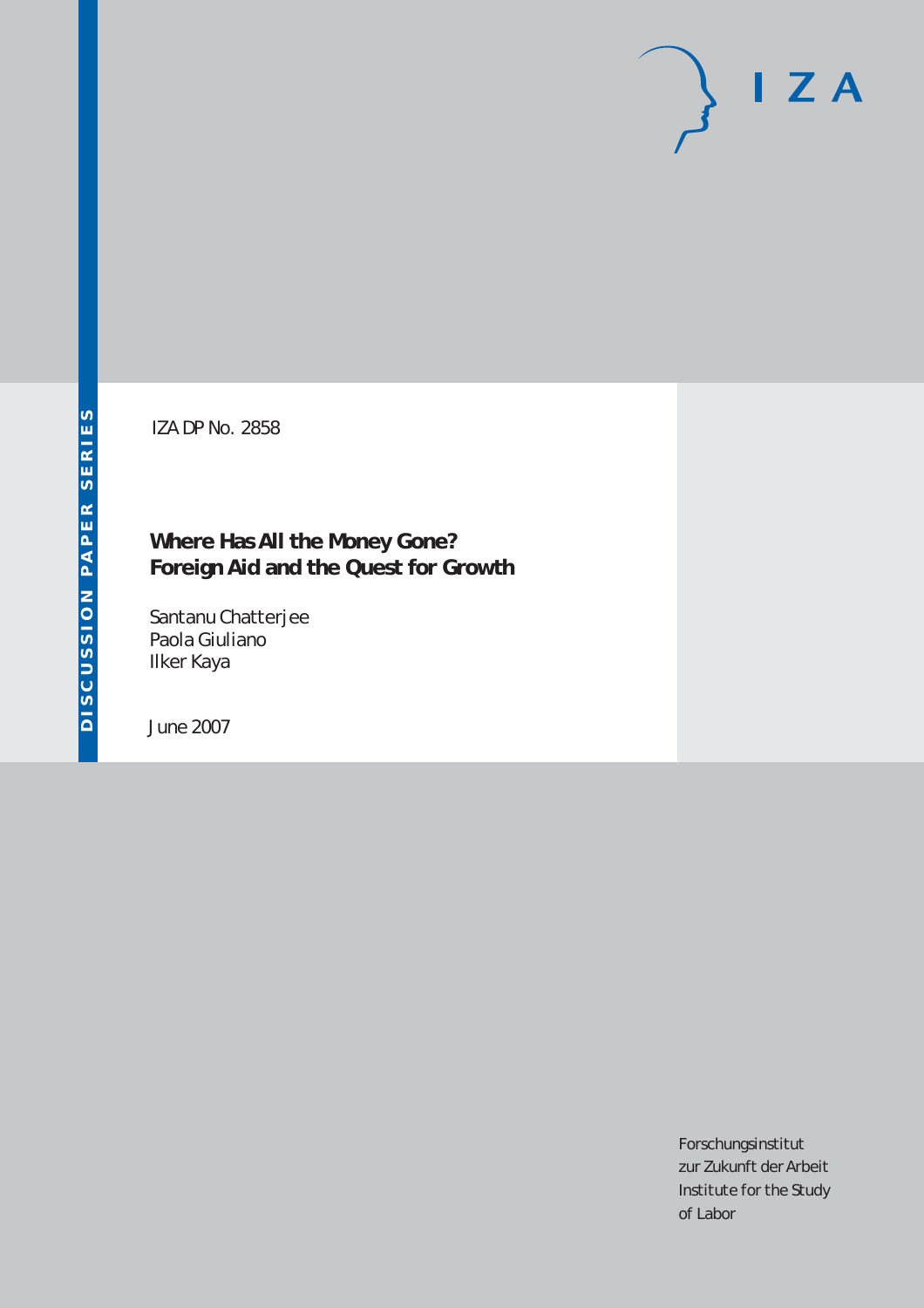DISCUSSION PAPER SERIES

IZA

IZA DP No. 2858

# Where Has All the Money Gone? Foreign Aid and the Quest for Growth

Santanu Chatterjee
Paola Giuliano
Ilker Kaya

June 2007

Forschungsinstitut
zur Zukunft der Arbeit
Institute for the Study
of Labor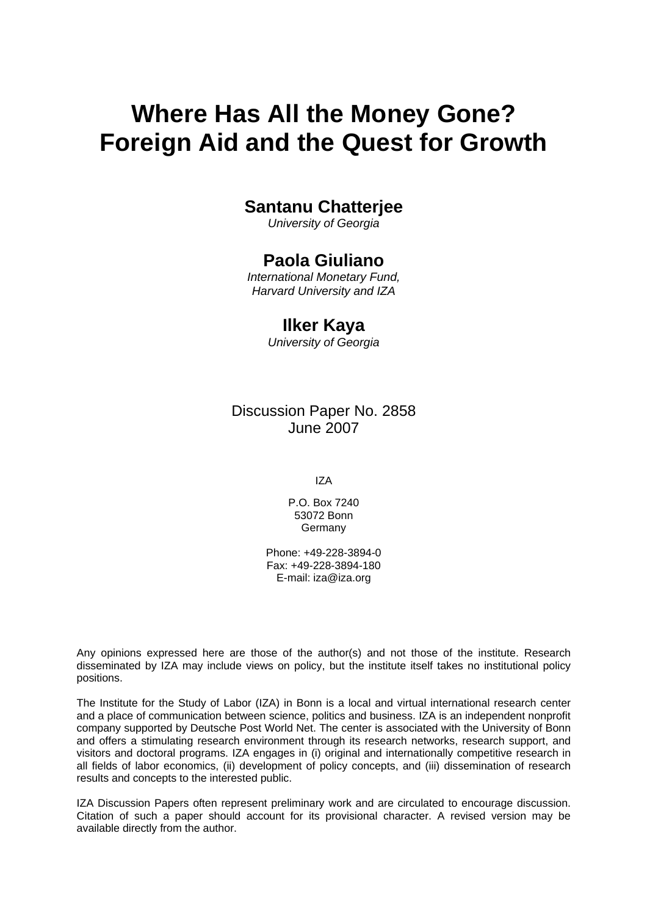# Where Has All the Money Gone? Foreign Aid and the Quest for Growth

**Santanu Chatterjee**
*University of Georgia*

**Paola Giuliano**
*International Monetary Fund, Harvard University and IZA*

**Ilker Kaya**
*University of Georgia*

Discussion Paper No. 2858
June 2007

IZA

P.O. Box 7240
53072 Bonn
Germany

Phone: +49-228-3894-0
Fax: +49-228-3894-180
E-mail: iza@iza.org

Any opinions expressed here are those of the author(s) and not those of the institute. Research disseminated by IZA may include views on policy, but the institute itself takes no institutional policy positions.

The Institute for the Study of Labor (IZA) in Bonn is a local and virtual international research center and a place of communication between science, politics and business. IZA is an independent nonprofit company supported by Deutsche Post World Net. The center is associated with the University of Bonn and offers a stimulating research environment through its research networks, research support, and visitors and doctoral programs. IZA engages in (i) original and internationally competitive research in all fields of labor economics, (ii) development of policy concepts, and (iii) dissemination of research results and concepts to the interested public.

IZA Discussion Papers often represent preliminary work and are circulated to encourage discussion. Citation of such a paper should account for its provisional character. A revised version may be available directly from the author.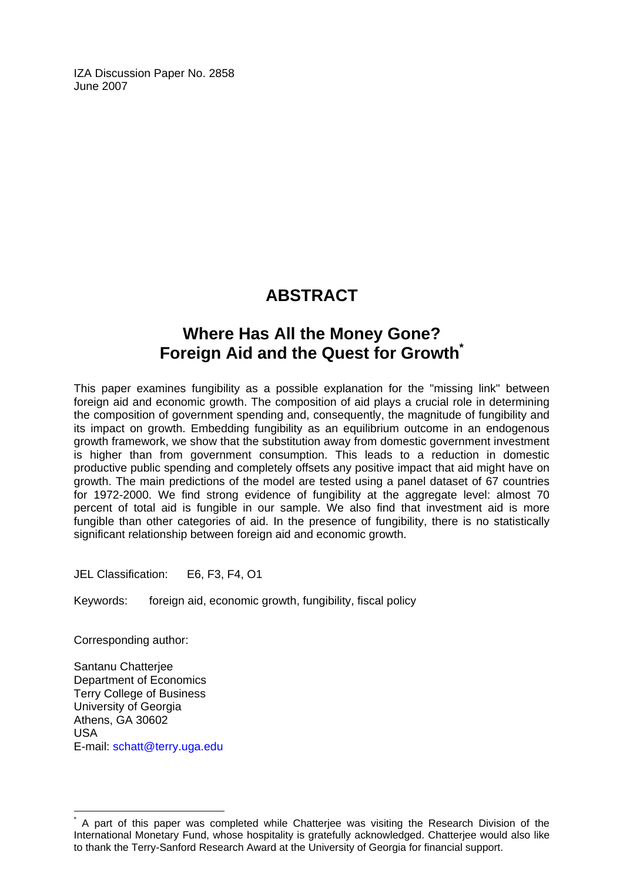IZA Discussion Paper No. 2858
June 2007

# ABSTRACT

## Where Has All the Money Gone? Foreign Aid and the Quest for Growth*

This paper examines fungibility as a possible explanation for the "missing link" between foreign aid and economic growth. The composition of aid plays a crucial role in determining the composition of government spending and, consequently, the magnitude of fungibility and its impact on growth. Embedding fungibility as an equilibrium outcome in an endogenous growth framework, we show that the substitution away from domestic government investment is higher than from government consumption. This leads to a reduction in domestic productive public spending and completely offsets any positive impact that aid might have on growth. The main predictions of the model are tested using a panel dataset of 67 countries for 1972-2000. We find strong evidence of fungibility at the aggregate level: almost 70 percent of total aid is fungible in our sample. We also find that investment aid is more fungible than other categories of aid. In the presence of fungibility, there is no statistically significant relationship between foreign aid and economic growth.

JEL Classification: E6, F3, F4, O1

Keywords: foreign aid, economic growth, fungibility, fiscal policy

Corresponding author:

Santanu Chatterjee
Department of Economics
Terry College of Business
University of Georgia
Athens, GA 30602
USA
E-mail: schatt@terry.uga.edu

---

* A part of this paper was completed while Chatterjee was visiting the Research Division of the International Monetary Fund, whose hospitality is gratefully acknowledged. Chatterjee would also like to thank the Terry-Sanford Research Award at the University of Georgia for financial support.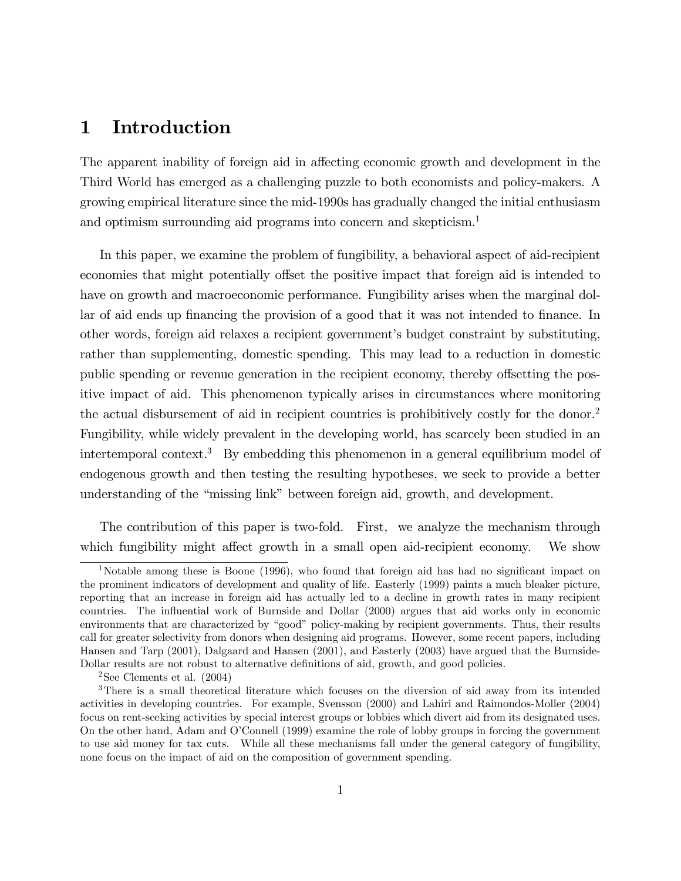# 1 Introduction

The apparent inability of foreign aid in affecting economic growth and development in the Third World has emerged as a challenging puzzle to both economists and policy-makers. A growing empirical literature since the mid-1990s has gradually changed the initial enthusiasm and optimism surrounding aid programs into concern and skepticism.[1]

In this paper, we examine the problem of fungibility, a behavioral aspect of aid-recipient economies that might potentially offset the positive impact that foreign aid is intended to have on growth and macroeconomic performance. Fungibility arises when the marginal dollar of aid ends up financing the provision of a good that it was not intended to finance. In other words, foreign aid relaxes a recipient government's budget constraint by substituting, rather than supplementing, domestic spending. This may lead to a reduction in domestic public spending or revenue generation in the recipient economy, thereby offsetting the positive impact of aid. This phenomenon typically arises in circumstances where monitoring the actual disbursement of aid in recipient countries is prohibitively costly for the donor.[2] Fungibility, while widely prevalent in the developing world, has scarcely been studied in an intertemporal context.[3] By embedding this phenomenon in a general equilibrium model of endogenous growth and then testing the resulting hypotheses, we seek to provide a better understanding of the "missing link" between foreign aid, growth, and development.

The contribution of this paper is two-fold. First, we analyze the mechanism through which fungibility might affect growth in a small open aid-recipient economy. We show

[1] Notable among these is Boone (1996), who found that foreign aid has had no significant impact on the prominent indicators of development and quality of life. Easterly (1999) paints a much bleaker picture, reporting that an increase in foreign aid has actually led to a decline in growth rates in many recipient countries. The influential work of Burnside and Dollar (2000) argues that aid works only in economic environments that are characterized by "good" policy-making by recipient governments. Thus, their results call for greater selectivity from donors when designing aid programs. However, some recent papers, including Hansen and Tarp (2001), Dalgaard and Hansen (2001), and Easterly (2003) have argued that the Burnside-Dollar results are not robust to alternative definitions of aid, growth, and good policies.

[2] See Clements et al. (2004)

[3] There is a small theoretical literature which focuses on the diversion of aid away from its intended activities in developing countries. For example, Svensson (2000) and Lahiri and Raimondos-Moller (2004) focus on rent-seeking activities by special interest groups or lobbies which divert aid from its designated uses. On the other hand, Adam and O'Connell (1999) examine the role of lobby groups in forcing the government to use aid money for tax cuts. While all these mechanisms fall under the general category of fungibility, none focus on the impact of aid on the composition of government spending.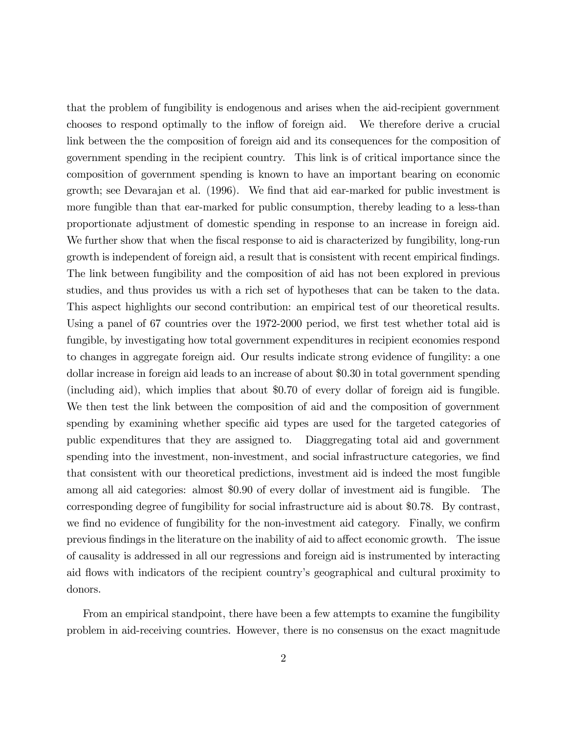that the problem of fungibility is endogenous and arises when the aid-recipient government chooses to respond optimally to the inflow of foreign aid. We therefore derive a crucial link between the the composition of foreign aid and its consequences for the composition of government spending in the recipient country. This link is of critical importance since the composition of government spending is known to have an important bearing on economic growth; see Devarajan et al. (1996). We find that aid ear-marked for public investment is more fungible than that ear-marked for public consumption, thereby leading to a less-than proportionate adjustment of domestic spending in response to an increase in foreign aid. We further show that when the fiscal response to aid is characterized by fungibility, long-run growth is independent of foreign aid, a result that is consistent with recent empirical findings. The link between fungibility and the composition of aid has not been explored in previous studies, and thus provides us with a rich set of hypotheses that can be taken to the data. This aspect highlights our second contribution: an empirical test of our theoretical results. Using a panel of 67 countries over the 1972-2000 period, we first test whether total aid is fungible, by investigating how total government expenditures in recipient economies respond to changes in aggregate foreign aid. Our results indicate strong evidence of fungility: a one dollar increase in foreign aid leads to an increase of about \$0.30 in total government spending (including aid), which implies that about \$0.70 of every dollar of foreign aid is fungible. We then test the link between the composition of aid and the composition of government spending by examining whether specific aid types are used for the targeted categories of public expenditures that they are assigned to. Diaggregating total aid and government spending into the investment, non-investment, and social infrastructure categories, we find that consistent with our theoretical predictions, investment aid is indeed the most fungible among all aid categories: almost \$0.90 of every dollar of investment aid is fungible. The corresponding degree of fungibility for social infrastructure aid is about \$0.78. By contrast, we find no evidence of fungibility for the non-investment aid category. Finally, we confirm previous findings in the literature on the inability of aid to affect economic growth. The issue of causality is addressed in all our regressions and foreign aid is instrumented by interacting aid flows with indicators of the recipient country's geographical and cultural proximity to donors.

From an empirical standpoint, there have been a few attempts to examine the fungibility problem in aid-receiving countries. However, there is no consensus on the exact magnitude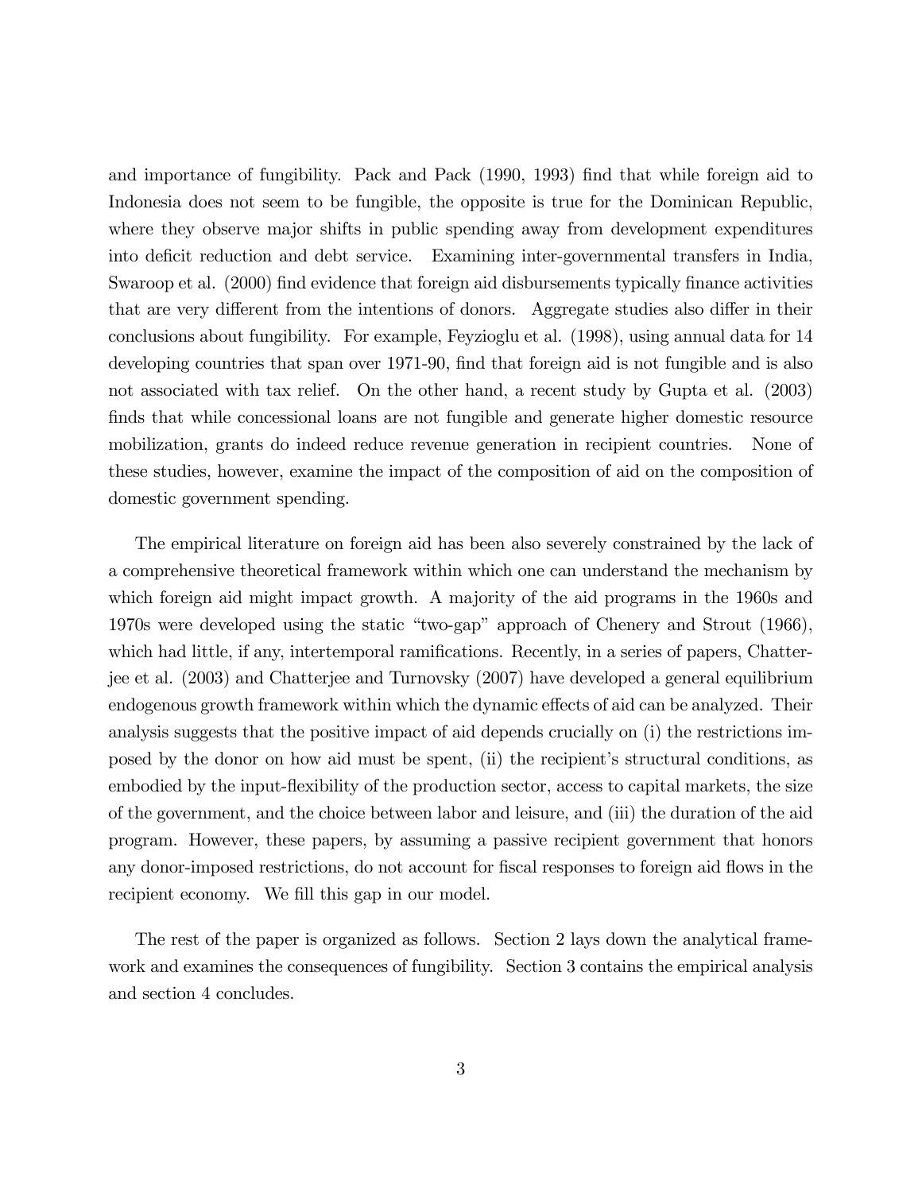and importance of fungibility. Pack and Pack (1990, 1993) find that while foreign aid to Indonesia does not seem to be fungible, the opposite is true for the Dominican Republic, where they observe major shifts in public spending away from development expenditures into deficit reduction and debt service. Examining inter-governmental transfers in India, Swaroop et al. (2000) find evidence that foreign aid disbursements typically finance activities that are very different from the intentions of donors. Aggregate studies also differ in their conclusions about fungibility. For example, Feyzioglu et al. (1998), using annual data for 14 developing countries that span over 1971-90, find that foreign aid is not fungible and is also not associated with tax relief. On the other hand, a recent study by Gupta et al. (2003) finds that while concessional loans are not fungible and generate higher domestic resource mobilization, grants do indeed reduce revenue generation in recipient countries. None of these studies, however, examine the impact of the composition of aid on the composition of domestic government spending.

The empirical literature on foreign aid has been also severely constrained by the lack of a comprehensive theoretical framework within which one can understand the mechanism by which foreign aid might impact growth. A majority of the aid programs in the 1960s and 1970s were developed using the static "two-gap" approach of Chenery and Strout (1966), which had little, if any, intertemporal ramifications. Recently, in a series of papers, Chatterjee et al. (2003) and Chatterjee and Turnovsky (2007) have developed a general equilibrium endogenous growth framework within which the dynamic effects of aid can be analyzed. Their analysis suggests that the positive impact of aid depends crucially on (i) the restrictions imposed by the donor on how aid must be spent, (ii) the recipient's structural conditions, as embodied by the input-flexibility of the production sector, access to capital markets, the size of the government, and the choice between labor and leisure, and (iii) the duration of the aid program. However, these papers, by assuming a passive recipient government that honors any donor-imposed restrictions, do not account for fiscal responses to foreign aid flows in the recipient economy. We fill this gap in our model.

The rest of the paper is organized as follows. Section 2 lays down the analytical framework and examines the consequences of fungibility. Section 3 contains the empirical analysis and section 4 concludes.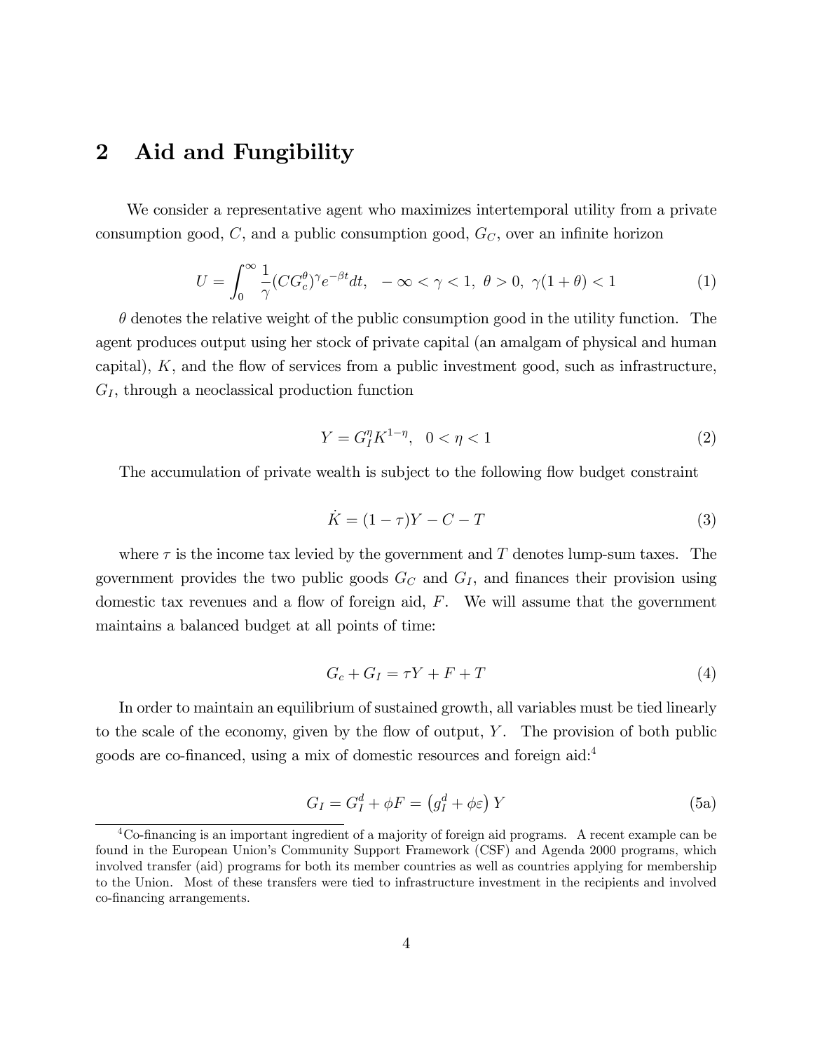# 2 Aid and Fungibility

We consider a representative agent who maximizes intertemporal utility from a private consumption good, $C$, and a public consumption good, $G_C$, over an infinite horizon

$$U = \int_0^\infty \frac{1}{\gamma}(CG_c^\theta)^\gamma e^{-\beta t}dt, \quad -\infty < \gamma < 1,\ \theta > 0,\ \gamma(1+\theta) < 1 \tag{1}$$

$\theta$ denotes the relative weight of the public consumption good in the utility function. The agent produces output using her stock of private capital (an amalgam of physical and human capital), $K$, and the flow of services from a public investment good, such as infrastructure, $G_I$, through a neoclassical production function

$$Y = G_I^\eta K^{1-\eta}, \quad 0 < \eta < 1 \tag{2}$$

The accumulation of private wealth is subject to the following flow budget constraint

$$\dot{K} = (1-\tau)Y - C - T \tag{3}$$

where $\tau$ is the income tax levied by the government and $T$ denotes lump-sum taxes. The government provides the two public goods $G_C$ and $G_I$, and finances their provision using domestic tax revenues and a flow of foreign aid, $F$. We will assume that the government maintains a balanced budget at all points of time:

$$G_c + G_I = \tau Y + F + T \tag{4}$$

In order to maintain an equilibrium of sustained growth, all variables must be tied linearly to the scale of the economy, given by the flow of output, $Y$. The provision of both public goods are co-financed, using a mix of domestic resources and foreign aid:[4]

$$G_I = G_I^d + \phi F = \left(g_I^d + \phi\varepsilon\right) Y \tag{5a}$$

[4] Co-financing is an important ingredient of a majority of foreign aid programs. A recent example can be found in the European Union's Community Support Framework (CSF) and Agenda 2000 programs, which involved transfer (aid) programs for both its member countries as well as countries applying for membership to the Union. Most of these transfers were tied to infrastructure investment in the recipients and involved co-financing arrangements.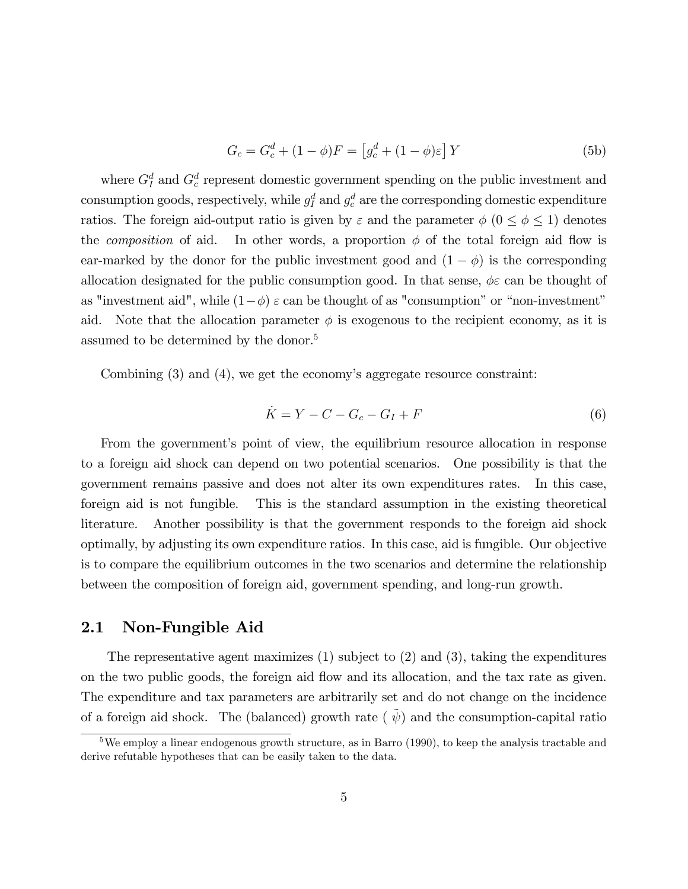$$G_c = G_c^d + (1-\phi)F = \left[g_c^d + (1-\phi)\varepsilon\right]Y \tag{5b}$$

where $G_I^d$ and $G_c^d$ represent domestic government spending on the public investment and consumption goods, respectively, while $g_I^d$ and $g_c^d$ are the corresponding domestic expenditure ratios. The foreign aid-output ratio is given by $\varepsilon$ and the parameter $\phi$ ($0 \leq \phi \leq 1$) denotes the *composition* of aid. In other words, a proportion $\phi$ of the total foreign aid flow is ear-marked by the donor for the public investment good and $(1-\phi)$ is the corresponding allocation designated for the public consumption good. In that sense, $\phi\varepsilon$ can be thought of as "investment aid", while $(1-\phi)\,\varepsilon$ can be thought of as "consumption" or "non-investment" aid. Note that the allocation parameter $\phi$ is exogenous to the recipient economy, as it is assumed to be determined by the donor.[5]

Combining (3) and (4), we get the economy's aggregate resource constraint:

$$\dot{K} = Y - C - G_c - G_I + F \tag{6}$$

From the government's point of view, the equilibrium resource allocation in response to a foreign aid shock can depend on two potential scenarios. One possibility is that the government remains passive and does not alter its own expenditures rates. In this case, foreign aid is not fungible. This is the standard assumption in the existing theoretical literature. Another possibility is that the government responds to the foreign aid shock optimally, by adjusting its own expenditure ratios. In this case, aid is fungible. Our objective is to compare the equilibrium outcomes in the two scenarios and determine the relationship between the composition of foreign aid, government spending, and long-run growth.

## 2.1 Non-Fungible Aid

The representative agent maximizes (1) subject to (2) and (3), taking the expenditures on the two public goods, the foreign aid flow and its allocation, and the tax rate as given. The expenditure and tax parameters are arbitrarily set and do not change on the incidence of a foreign aid shock. The (balanced) growth rate ( $\tilde{\psi}$) and the consumption-capital ratio

[5] We employ a linear endogenous growth structure, as in Barro (1990), to keep the analysis tractable and derive refutable hypotheses that can be easily taken to the data.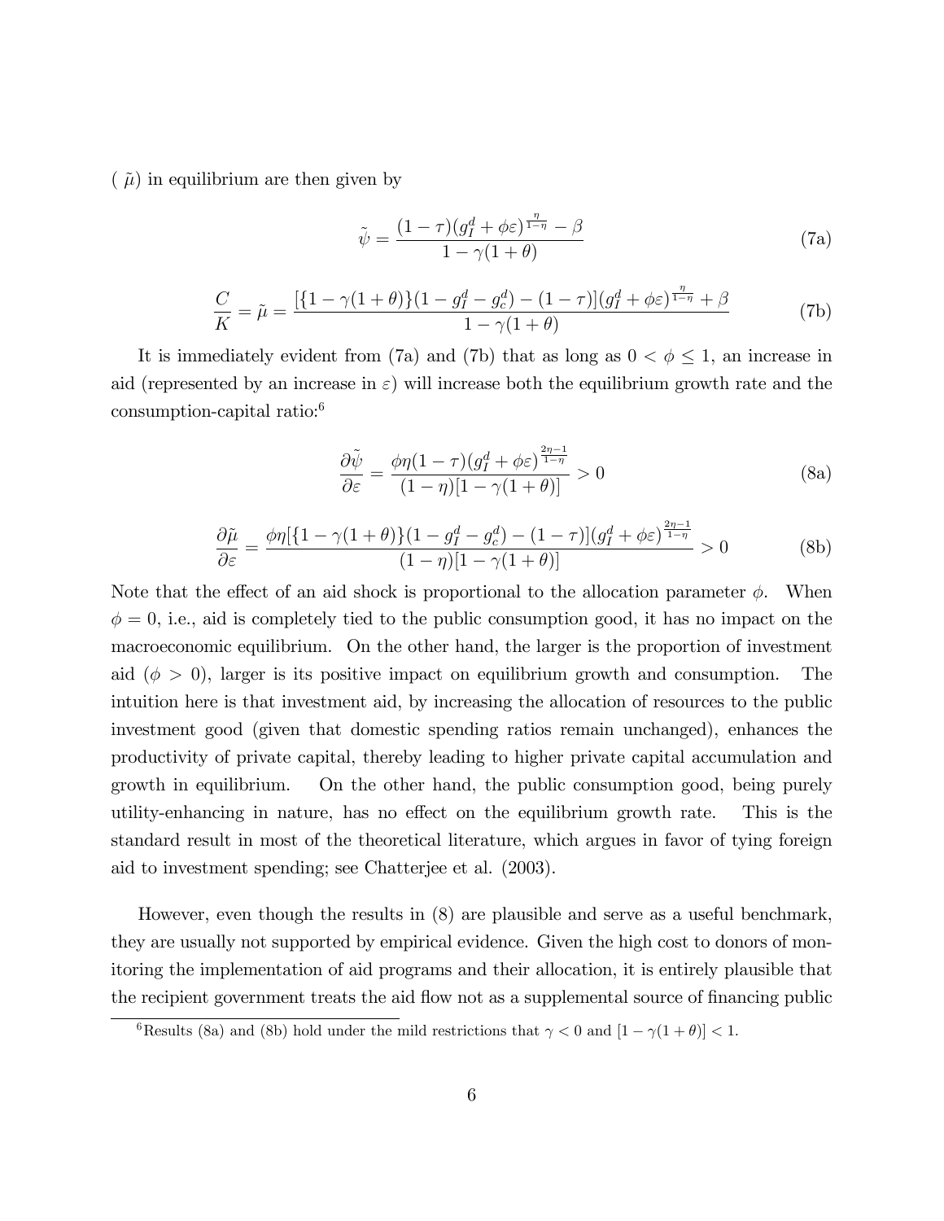( $\tilde{\mu}$) in equilibrium are then given by

$$\tilde{\psi} = \frac{(1-\tau)(g_I^d + \phi\varepsilon)^{\frac{\eta}{1-\eta}} - \beta}{1-\gamma(1+\theta)} \tag{7a}$$

$$\frac{C}{K} = \tilde{\mu} = \frac{[\{1-\gamma(1+\theta)\}(1-g_I^d-g_c^d) - (1-\tau)](g_I^d+\phi\varepsilon)^{\frac{\eta}{1-\eta}} + \beta}{1-\gamma(1+\theta)} \tag{7b}$$

It is immediately evident from (7a) and (7b) that as long as $0 < \phi \leq 1$, an increase in aid (represented by an increase in $\varepsilon$) will increase both the equilibrium growth rate and the consumption-capital ratio:[6]

$$\frac{\partial \tilde{\psi}}{\partial \varepsilon} = \frac{\phi\eta(1-\tau)(g_I^d+\phi\varepsilon)^{\frac{2\eta-1}{1-\eta}}}{(1-\eta)[1-\gamma(1+\theta)]} > 0 \tag{8a}$$

$$\frac{\partial \tilde{\mu}}{\partial \varepsilon} = \frac{\phi\eta[\{1-\gamma(1+\theta)\}(1-g_I^d-g_c^d) - (1-\tau)](g_I^d+\phi\varepsilon)^{\frac{2\eta-1}{1-\eta}}}{(1-\eta)[1-\gamma(1+\theta)]} > 0 \tag{8b}$$

Note that the effect of an aid shock is proportional to the allocation parameter $\phi$. When $\phi = 0$, i.e., aid is completely tied to the public consumption good, it has no impact on the macroeconomic equilibrium. On the other hand, the larger is the proportion of investment aid ($\phi > 0$), larger is its positive impact on equilibrium growth and consumption. The intuition here is that investment aid, by increasing the allocation of resources to the public investment good (given that domestic spending ratios remain unchanged), enhances the productivity of private capital, thereby leading to higher private capital accumulation and growth in equilibrium. On the other hand, the public consumption good, being purely utility-enhancing in nature, has no effect on the equilibrium growth rate. This is the standard result in most of the theoretical literature, which argues in favor of tying foreign aid to investment spending; see Chatterjee et al. (2003).

However, even though the results in (8) are plausible and serve as a useful benchmark, they are usually not supported by empirical evidence. Given the high cost to donors of monitoring the implementation of aid programs and their allocation, it is entirely plausible that the recipient government treats the aid flow not as a supplemental source of financing public

[6] Results (8a) and (8b) hold under the mild restrictions that $\gamma < 0$ and $[1-\gamma(1+\theta)] < 1$.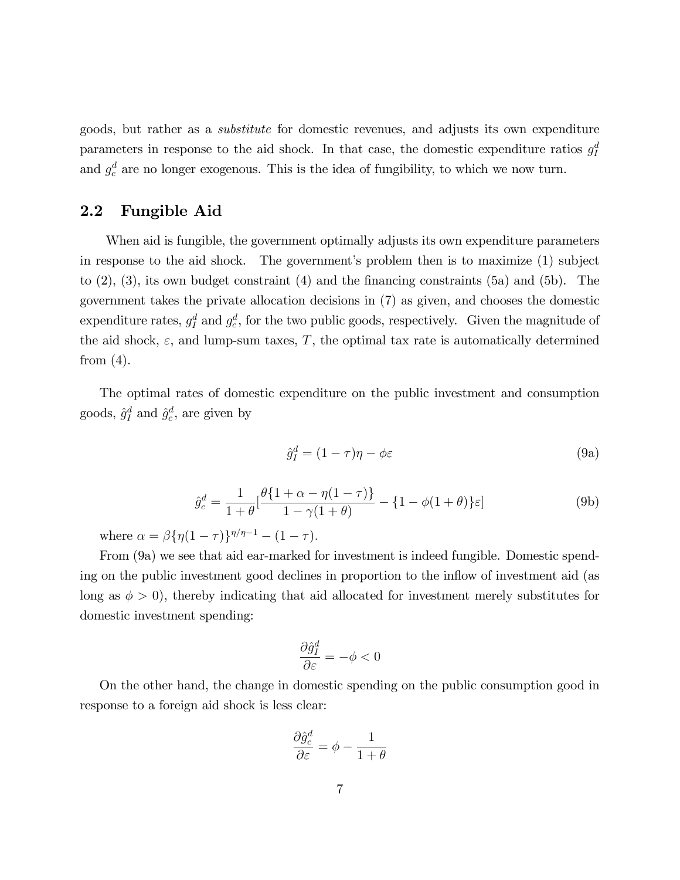goods, but rather as a *substitute* for domestic revenues, and adjusts its own expenditure parameters in response to the aid shock. In that case, the domestic expenditure ratios $g_I^d$ and $g_c^d$ are no longer exogenous. This is the idea of fungibility, to which we now turn.

## 2.2 Fungible Aid

When aid is fungible, the government optimally adjusts its own expenditure parameters in response to the aid shock. The government's problem then is to maximize (1) subject to (2), (3), its own budget constraint (4) and the financing constraints (5a) and (5b). The government takes the private allocation decisions in (7) as given, and chooses the domestic expenditure rates, $g_I^d$ and $g_c^d$, for the two public goods, respectively. Given the magnitude of the aid shock, $\varepsilon$, and lump-sum taxes, $T$, the optimal tax rate is automatically determined from (4).

The optimal rates of domestic expenditure on the public investment and consumption goods, $\hat{g}_I^d$ and $\hat{g}_c^d$, are given by

$$\hat{g}_I^d = (1-\tau)\eta - \phi\varepsilon \tag{9a}$$

$$\hat{g}_c^d = \frac{1}{1+\theta}\left[\frac{\theta\{1+\alpha-\eta(1-\tau)\}}{1-\gamma(1+\theta)} - \{1-\phi(1+\theta)\}\varepsilon\right] \tag{9b}$$

where $\alpha = \beta\{\eta(1-\tau)\}^{\eta/\eta-1} - (1-\tau)$.

From (9a) we see that aid ear-marked for investment is indeed fungible. Domestic spending on the public investment good declines in proportion to the inflow of investment aid (as long as $\phi > 0$), thereby indicating that aid allocated for investment merely substitutes for domestic investment spending:

$$\frac{\partial \hat{g}_I^d}{\partial \varepsilon} = -\phi < 0$$

On the other hand, the change in domestic spending on the public consumption good in response to a foreign aid shock is less clear:

$$\frac{\partial \hat{g}_c^d}{\partial \varepsilon} = \phi - \frac{1}{1+\theta}$$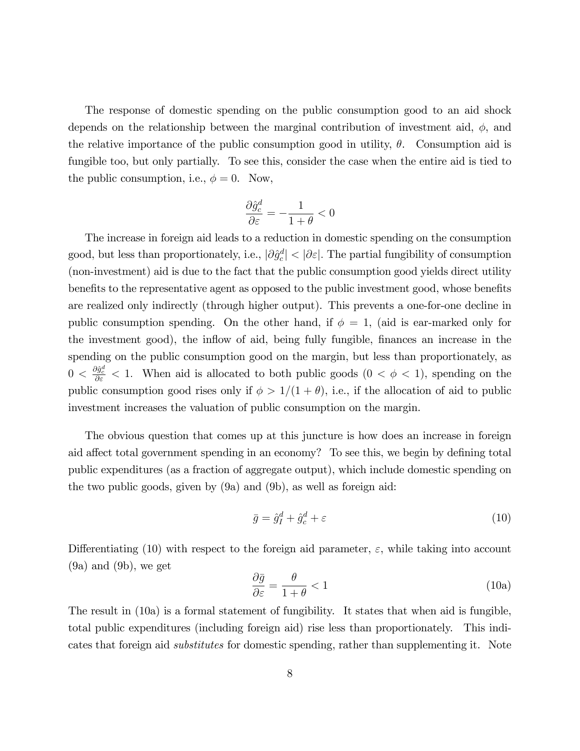The response of domestic spending on the public consumption good to an aid shock depends on the relationship between the marginal contribution of investment aid, $\phi$, and the relative importance of the public consumption good in utility, $\theta$. Consumption aid is fungible too, but only partially. To see this, consider the case when the entire aid is tied to the public consumption, i.e., $\phi = 0$. Now,

$$\frac{\partial \hat{g}_c^d}{\partial \varepsilon} = -\frac{1}{1+\theta} < 0$$

The increase in foreign aid leads to a reduction in domestic spending on the consumption good, but less than proportionately, i.e., $|\partial \hat{g}_c^d| < |\partial \varepsilon|$. The partial fungibility of consumption (non-investment) aid is due to the fact that the public consumption good yields direct utility benefits to the representative agent as opposed to the public investment good, whose benefits are realized only indirectly (through higher output). This prevents a one-for-one decline in public consumption spending. On the other hand, if $\phi = 1$, (aid is ear-marked only for the investment good), the inflow of aid, being fully fungible, finances an increase in the spending on the public consumption good on the margin, but less than proportionately, as $0 < \frac{\partial \hat{g}_c^d}{\partial \varepsilon} < 1$. When aid is allocated to both public goods ($0 < \phi < 1$), spending on the public consumption good rises only if $\phi > 1/(1+\theta)$, i.e., if the allocation of aid to public investment increases the valuation of public consumption on the margin.

The obvious question that comes up at this juncture is how does an increase in foreign aid affect total government spending in an economy? To see this, we begin by defining total public expenditures (as a fraction of aggregate output), which include domestic spending on the two public goods, given by (9a) and (9b), as well as foreign aid:

$$\bar{g} = \hat{g}_I^d + \hat{g}_c^d + \varepsilon \tag{10}$$

Differentiating (10) with respect to the foreign aid parameter, $\varepsilon$, while taking into account (9a) and (9b), we get

$$\frac{\partial \bar{g}}{\partial \varepsilon} = \frac{\theta}{1+\theta} < 1 \tag{10a}$$

The result in (10a) is a formal statement of fungibility. It states that when aid is fungible, total public expenditures (including foreign aid) rise less than proportionately. This indicates that foreign aid *substitutes* for domestic spending, rather than supplementing it. Note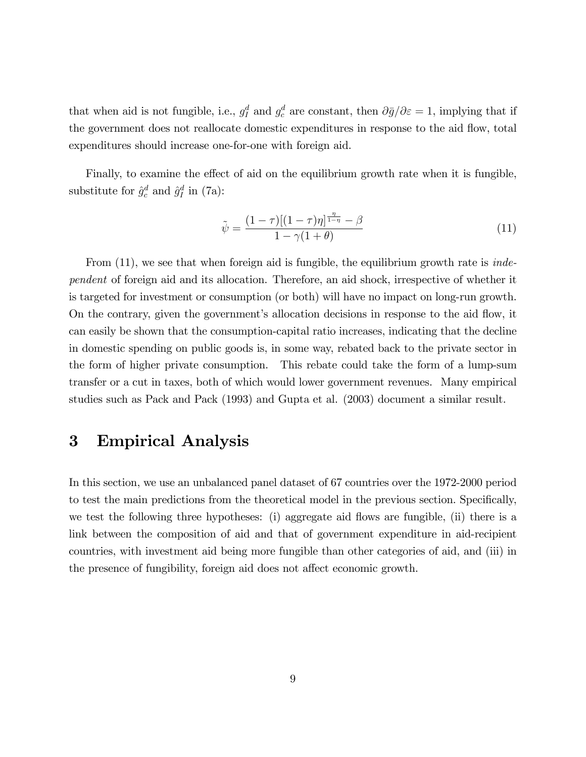that when aid is not fungible, i.e., $g_I^d$ and $g_c^d$ are constant, then $\partial \bar{g}/\partial \varepsilon = 1$, implying that if the government does not reallocate domestic expenditures in response to the aid flow, total expenditures should increase one-for-one with foreign aid.

Finally, to examine the effect of aid on the equilibrium growth rate when it is fungible, substitute for $\hat{g}_c^d$ and $\hat{g}_I^d$ in (7a):

$$\tilde{\psi} = \frac{(1-\tau)[(1-\tau)\eta]^{\frac{\eta}{1-\eta}} - \beta}{1-\gamma(1+\theta)} \tag{11}$$

From (11), we see that when foreign aid is fungible, the equilibrium growth rate is *independent* of foreign aid and its allocation. Therefore, an aid shock, irrespective of whether it is targeted for investment or consumption (or both) will have no impact on long-run growth. On the contrary, given the government's allocation decisions in response to the aid flow, it can easily be shown that the consumption-capital ratio increases, indicating that the decline in domestic spending on public goods is, in some way, rebated back to the private sector in the form of higher private consumption. This rebate could take the form of a lump-sum transfer or a cut in taxes, both of which would lower government revenues. Many empirical studies such as Pack and Pack (1993) and Gupta et al. (2003) document a similar result.

# 3 Empirical Analysis

In this section, we use an unbalanced panel dataset of 67 countries over the 1972-2000 period to test the main predictions from the theoretical model in the previous section. Specifically, we test the following three hypotheses: (i) aggregate aid flows are fungible, (ii) there is a link between the composition of aid and that of government expenditure in aid-recipient countries, with investment aid being more fungible than other categories of aid, and (iii) in the presence of fungibility, foreign aid does not affect economic growth.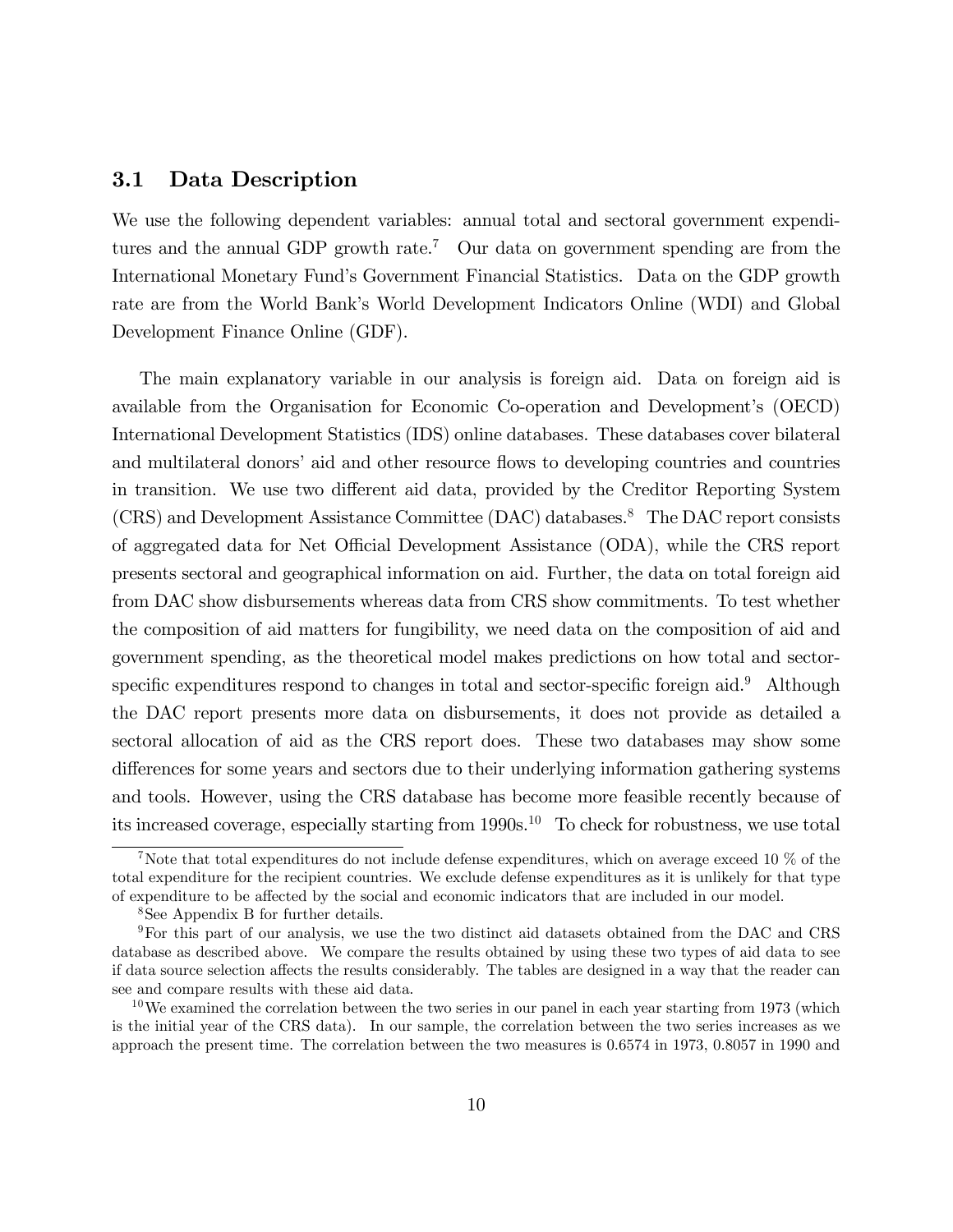### 3.1 Data Description

We use the following dependent variables: annual total and sectoral government expenditures and the annual GDP growth rate.[7] Our data on government spending are from the International Monetary Fund's Government Financial Statistics. Data on the GDP growth rate are from the World Bank's World Development Indicators Online (WDI) and Global Development Finance Online (GDF).

The main explanatory variable in our analysis is foreign aid. Data on foreign aid is available from the Organisation for Economic Co-operation and Development's (OECD) International Development Statistics (IDS) online databases. These databases cover bilateral and multilateral donors' aid and other resource flows to developing countries and countries in transition. We use two different aid data, provided by the Creditor Reporting System (CRS) and Development Assistance Committee (DAC) databases.[8] The DAC report consists of aggregated data for Net Official Development Assistance (ODA), while the CRS report presents sectoral and geographical information on aid. Further, the data on total foreign aid from DAC show disbursements whereas data from CRS show commitments. To test whether the composition of aid matters for fungibility, we need data on the composition of aid and government spending, as the theoretical model makes predictions on how total and sector-specific expenditures respond to changes in total and sector-specific foreign aid.[9] Although the DAC report presents more data on disbursements, it does not provide as detailed a sectoral allocation of aid as the CRS report does. These two databases may show some differences for some years and sectors due to their underlying information gathering systems and tools. However, using the CRS database has become more feasible recently because of its increased coverage, especially starting from 1990s.[10] To check for robustness, we use total

---

[7] Note that total expenditures do not include defense expenditures, which on average exceed 10 % of the total expenditure for the recipient countries. We exclude defense expenditures as it is unlikely for that type of expenditure to be affected by the social and economic indicators that are included in our model.

[8] See Appendix B for further details.

[9] For this part of our analysis, we use the two distinct aid datasets obtained from the DAC and CRS database as described above. We compare the results obtained by using these two types of aid data to see if data source selection affects the results considerably. The tables are designed in a way that the reader can see and compare results with these aid data.

[10] We examined the correlation between the two series in our panel in each year starting from 1973 (which is the initial year of the CRS data). In our sample, the correlation between the two series increases as we approach the present time. The correlation between the two measures is 0.6574 in 1973, 0.8057 in 1990 and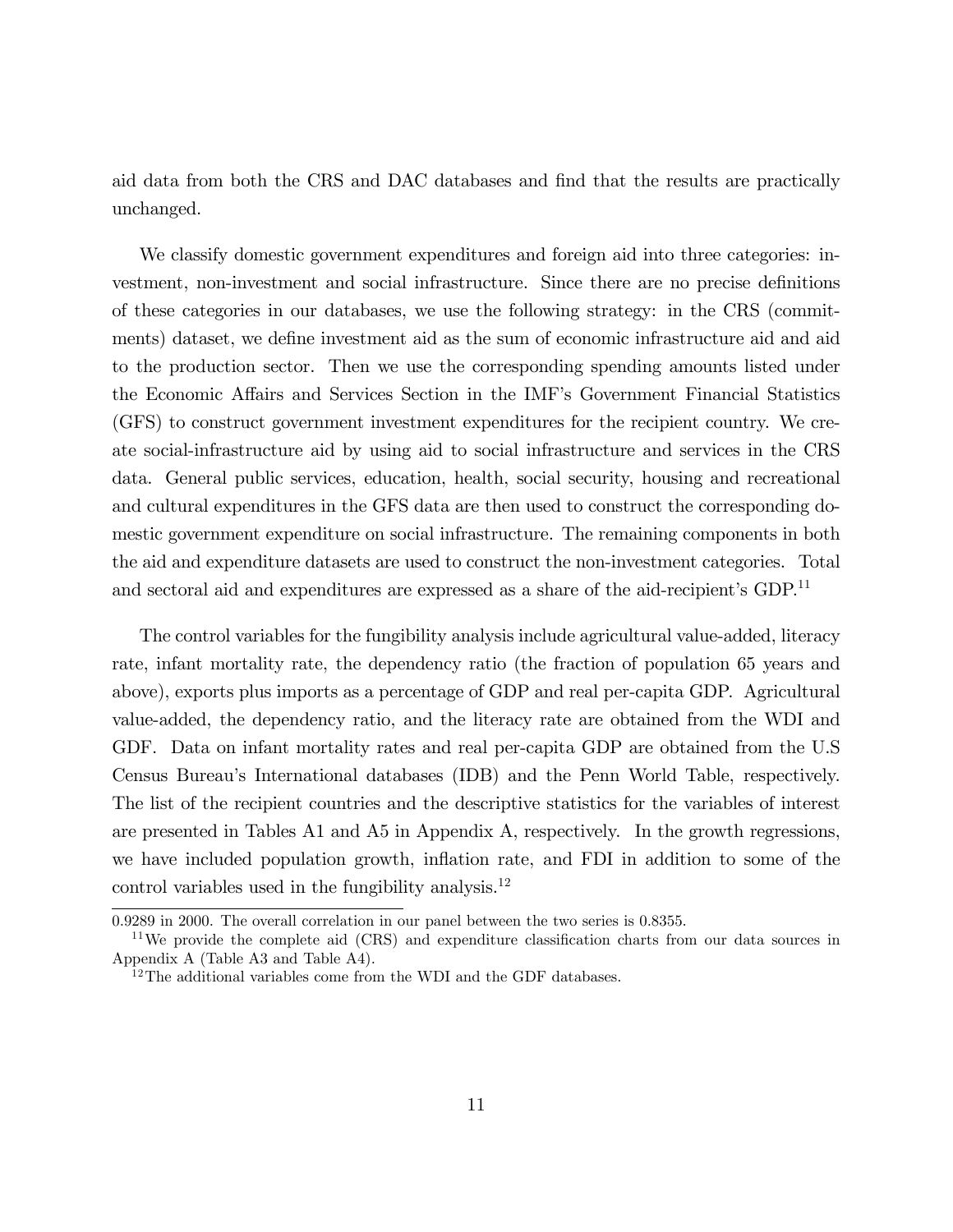aid data from both the CRS and DAC databases and find that the results are practically unchanged.

We classify domestic government expenditures and foreign aid into three categories: investment, non-investment and social infrastructure. Since there are no precise definitions of these categories in our databases, we use the following strategy: in the CRS (commitments) dataset, we define investment aid as the sum of economic infrastructure aid and aid to the production sector. Then we use the corresponding spending amounts listed under the Economic Affairs and Services Section in the IMF's Government Financial Statistics (GFS) to construct government investment expenditures for the recipient country. We create social-infrastructure aid by using aid to social infrastructure and services in the CRS data. General public services, education, health, social security, housing and recreational and cultural expenditures in the GFS data are then used to construct the corresponding domestic government expenditure on social infrastructure. The remaining components in both the aid and expenditure datasets are used to construct the non-investment categories. Total and sectoral aid and expenditures are expressed as a share of the aid-recipient's GDP.[11]

The control variables for the fungibility analysis include agricultural value-added, literacy rate, infant mortality rate, the dependency ratio (the fraction of population 65 years and above), exports plus imports as a percentage of GDP and real per-capita GDP. Agricultural value-added, the dependency ratio, and the literacy rate are obtained from the WDI and GDF. Data on infant mortality rates and real per-capita GDP are obtained from the U.S Census Bureau's International databases (IDB) and the Penn World Table, respectively. The list of the recipient countries and the descriptive statistics for the variables of interest are presented in Tables A1 and A5 in Appendix A, respectively. In the growth regressions, we have included population growth, inflation rate, and FDI in addition to some of the control variables used in the fungibility analysis.[12]

---

0.9289 in 2000. The overall correlation in our panel between the two series is 0.8355.

[11] We provide the complete aid (CRS) and expenditure classification charts from our data sources in Appendix A (Table A3 and Table A4).

[12] The additional variables come from the WDI and the GDF databases.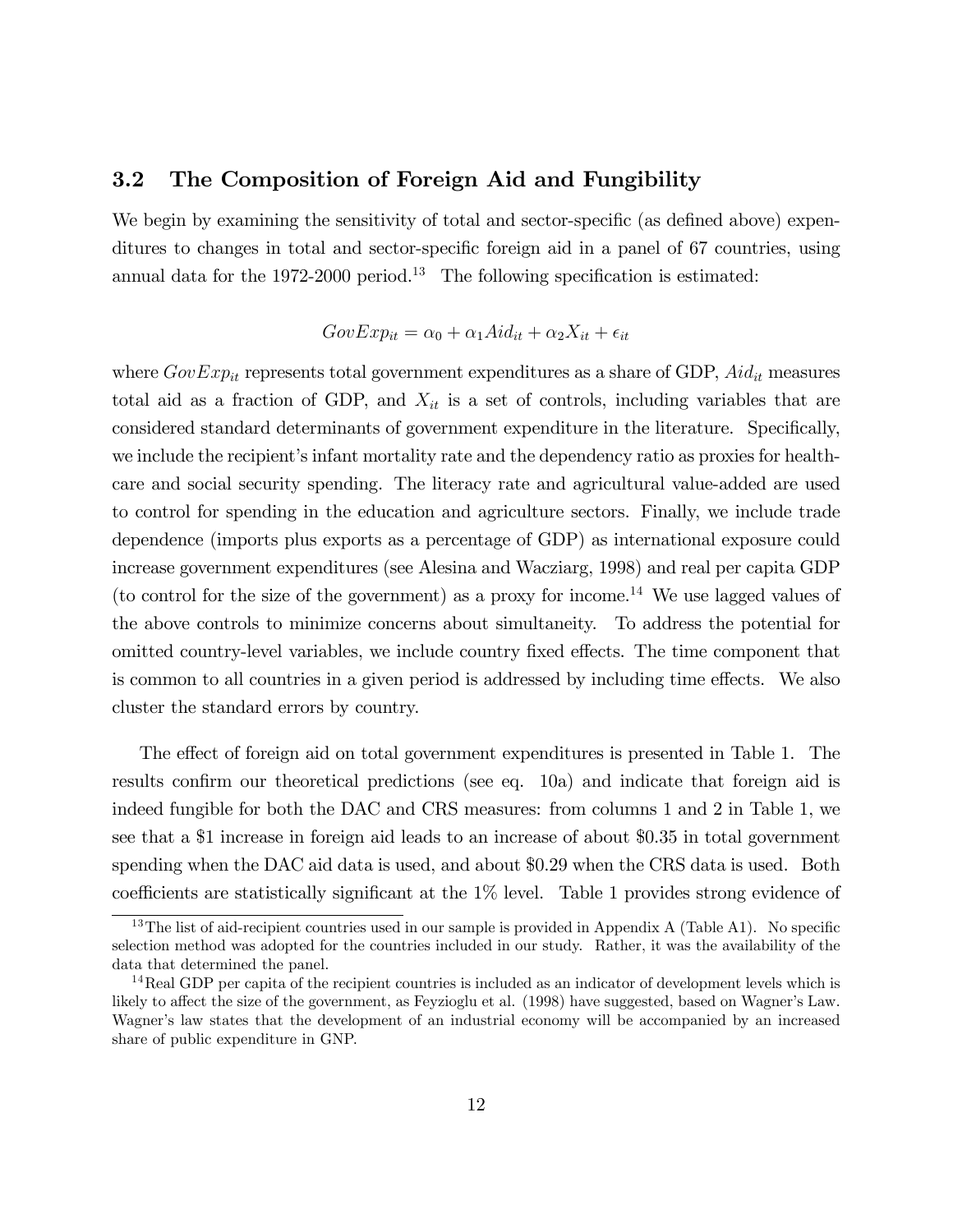### 3.2 The Composition of Foreign Aid and Fungibility

We begin by examining the sensitivity of total and sector-specific (as defined above) expenditures to changes in total and sector-specific foreign aid in a panel of 67 countries, using annual data for the 1972-2000 period.[13] The following specification is estimated:

$$GovExp_{it} = \alpha_0 + \alpha_1 Aid_{it} + \alpha_2 X_{it} + \epsilon_{it}$$

where $GovExp_{it}$ represents total government expenditures as a share of GDP, $Aid_{it}$ measures total aid as a fraction of GDP, and $X_{it}$ is a set of controls, including variables that are considered standard determinants of government expenditure in the literature. Specifically, we include the recipient's infant mortality rate and the dependency ratio as proxies for healthcare and social security spending. The literacy rate and agricultural value-added are used to control for spending in the education and agriculture sectors. Finally, we include trade dependence (imports plus exports as a percentage of GDP) as international exposure could increase government expenditures (see Alesina and Wacziarg, 1998) and real per capita GDP (to control for the size of the government) as a proxy for income.[14] We use lagged values of the above controls to minimize concerns about simultaneity. To address the potential for omitted country-level variables, we include country fixed effects. The time component that is common to all countries in a given period is addressed by including time effects. We also cluster the standard errors by country.

The effect of foreign aid on total government expenditures is presented in Table 1. The results confirm our theoretical predictions (see eq. 10a) and indicate that foreign aid is indeed fungible for both the DAC and CRS measures: from columns 1 and 2 in Table 1, we see that a $1 increase in foreign aid leads to an increase of about $0.35 in total government spending when the DAC aid data is used, and about $0.29 when the CRS data is used. Both coefficients are statistically significant at the 1% level. Table 1 provides strong evidence of

[13] The list of aid-recipient countries used in our sample is provided in Appendix A (Table A1). No specific selection method was adopted for the countries included in our study. Rather, it was the availability of the data that determined the panel.

[14] Real GDP per capita of the recipient countries is included as an indicator of development levels which is likely to affect the size of the government, as Feyzioglu et al. (1998) have suggested, based on Wagner's Law. Wagner's law states that the development of an industrial economy will be accompanied by an increased share of public expenditure in GNP.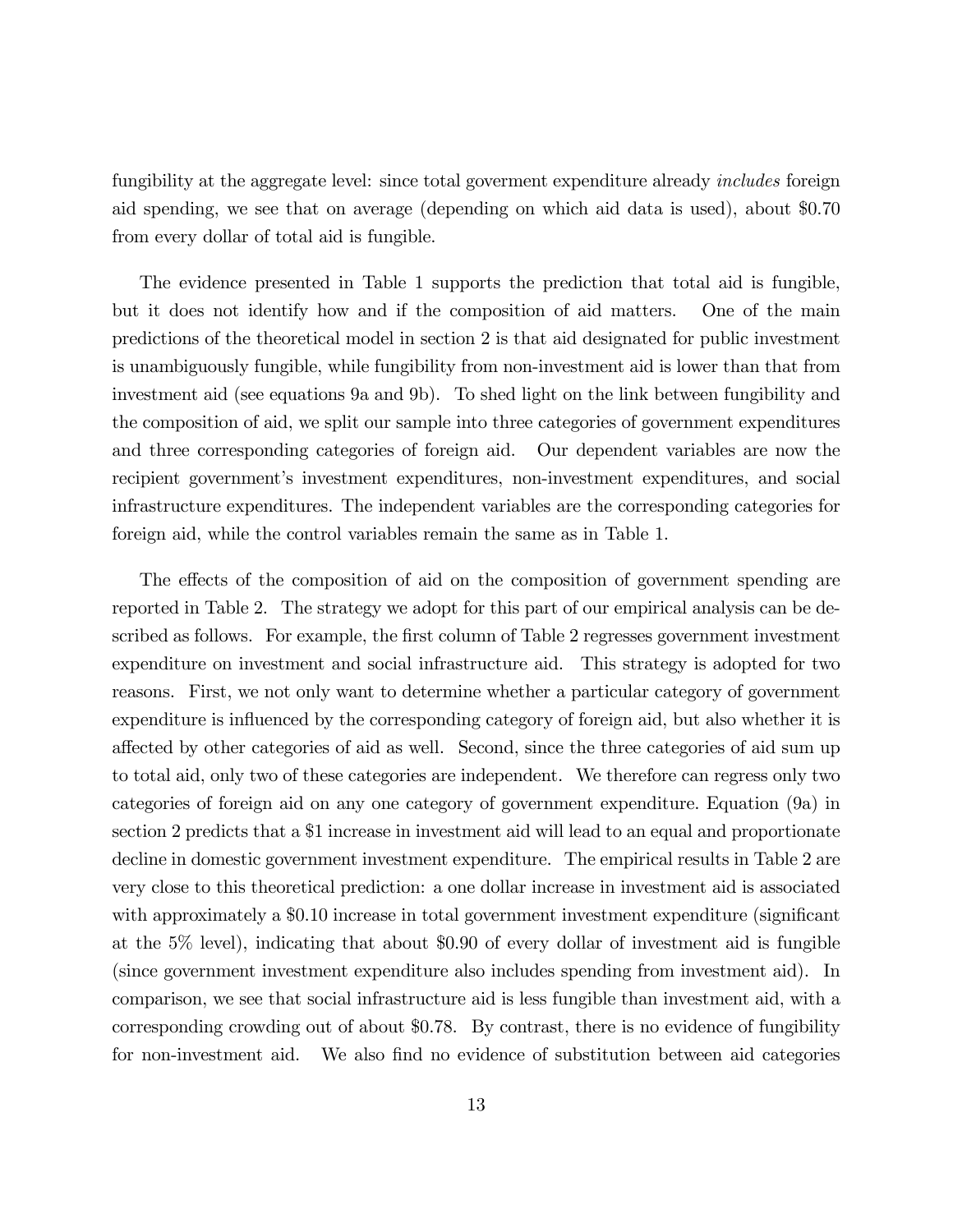fungibility at the aggregate level: since goverment expenditure already *includes* foreign aid spending, we see that on average (depending on which aid data is used), about \$0.70 from every dollar of total aid is fungible.

The evidence presented in Table 1 supports the prediction that total aid is fungible, but it does not identify how and if the composition of aid matters. One of the main predictions of the theoretical model in section 2 is that aid designated for public investment is unambiguously fungible, while fungibility from non-investment aid is lower than that from investment aid (see equations 9a and 9b). To shed light on the link between fungibility and the composition of aid, we split our sample into three categories of government expenditures and three corresponding categories of foreign aid. Our dependent variables are now the recipient government's investment expenditures, non-investment expenditures, and social infrastructure expenditures. The independent variables are the corresponding categories for foreign aid, while the control variables remain the same as in Table 1.

The effects of the composition of aid on the composition of government spending are reported in Table 2. The strategy we adopt for this part of our empirical analysis can be described as follows. For example, the first column of Table 2 regresses government investment expenditure on investment and social infrastructure aid. This strategy is adopted for two reasons. First, we not only want to determine whether a particular category of government expenditure is influenced by the corresponding category of foreign aid, but also whether it is affected by other categories of aid as well. Second, since the three categories of aid sum up to total aid, only two of these categories are independent. We therefore can regress only two categories of foreign aid on any one category of government expenditure. Equation (9a) in section 2 predicts that a \$1 increase in investment aid will lead to an equal and proportionate decline in domestic government investment expenditure. The empirical results in Table 2 are very close to this theoretical prediction: a one dollar increase in investment aid is associated with approximately a \$0.10 increase in total government investment expenditure (significant at the 5% level), indicating that about \$0.90 of every dollar of investment aid is fungible (since government investment expenditure also includes spending from investment aid). In comparison, we see that social infrastructure aid is less fungible than investment aid, with a corresponding crowding out of about \$0.78. By contrast, there is no evidence of fungibility for non-investment aid. We also find no evidence of substitution between aid categories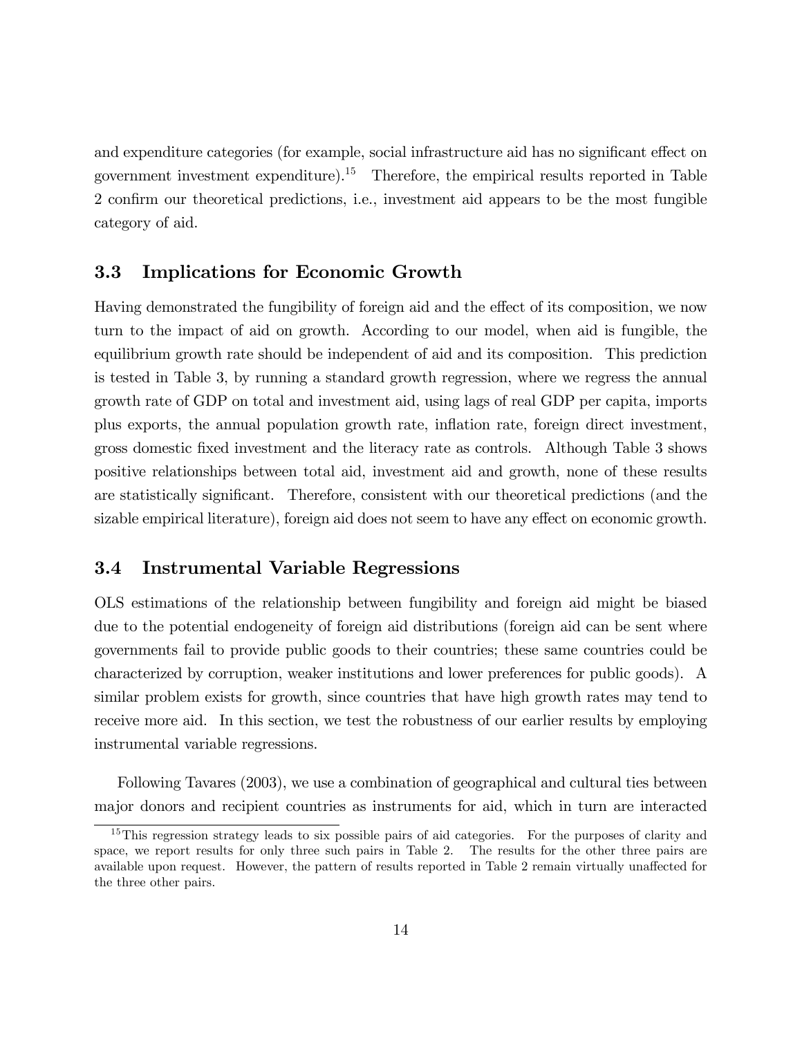and expenditure categories (for example, social infrastructure aid has no significant effect on government investment expenditure).[15] Therefore, the empirical results reported in Table 2 confirm our theoretical predictions, i.e., investment aid appears to be the most fungible category of aid.

### 3.3 Implications for Economic Growth

Having demonstrated the fungibility of foreign aid and the effect of its composition, we now turn to the impact of aid on growth. According to our model, when aid is fungible, the equilibrium growth rate should be independent of aid and its composition. This prediction is tested in Table 3, by running a standard growth regression, where we regress the annual growth rate of GDP on total and investment aid, using lags of real GDP per capita, imports plus exports, the annual population growth rate, inflation rate, foreign direct investment, gross domestic fixed investment and the literacy rate as controls. Although Table 3 shows positive relationships between total aid, investment aid and growth, none of these results are statistically significant. Therefore, consistent with our theoretical predictions (and the sizable empirical literature), foreign aid does not seem to have any effect on economic growth.

### 3.4 Instrumental Variable Regressions

OLS estimations of the relationship between fungibility and foreign aid might be biased due to the potential endogeneity of foreign aid distributions (foreign aid can be sent where governments fail to provide public goods to their countries; these same countries could be characterized by corruption, weaker institutions and lower preferences for public goods). A similar problem exists for growth, since countries that have high growth rates may tend to receive more aid. In this section, we test the robustness of our earlier results by employing instrumental variable regressions.

Following Tavares (2003), we use a combination of geographical and cultural ties between major donors and recipient countries as instruments for aid, which in turn are interacted

[15] This regression strategy leads to six possible pairs of aid categories. For the purposes of clarity and space, we report results for only three such pairs in Table 2. The results for the other three pairs are available upon request. However, the pattern of results reported in Table 2 remain virtually unaffected for the three other pairs.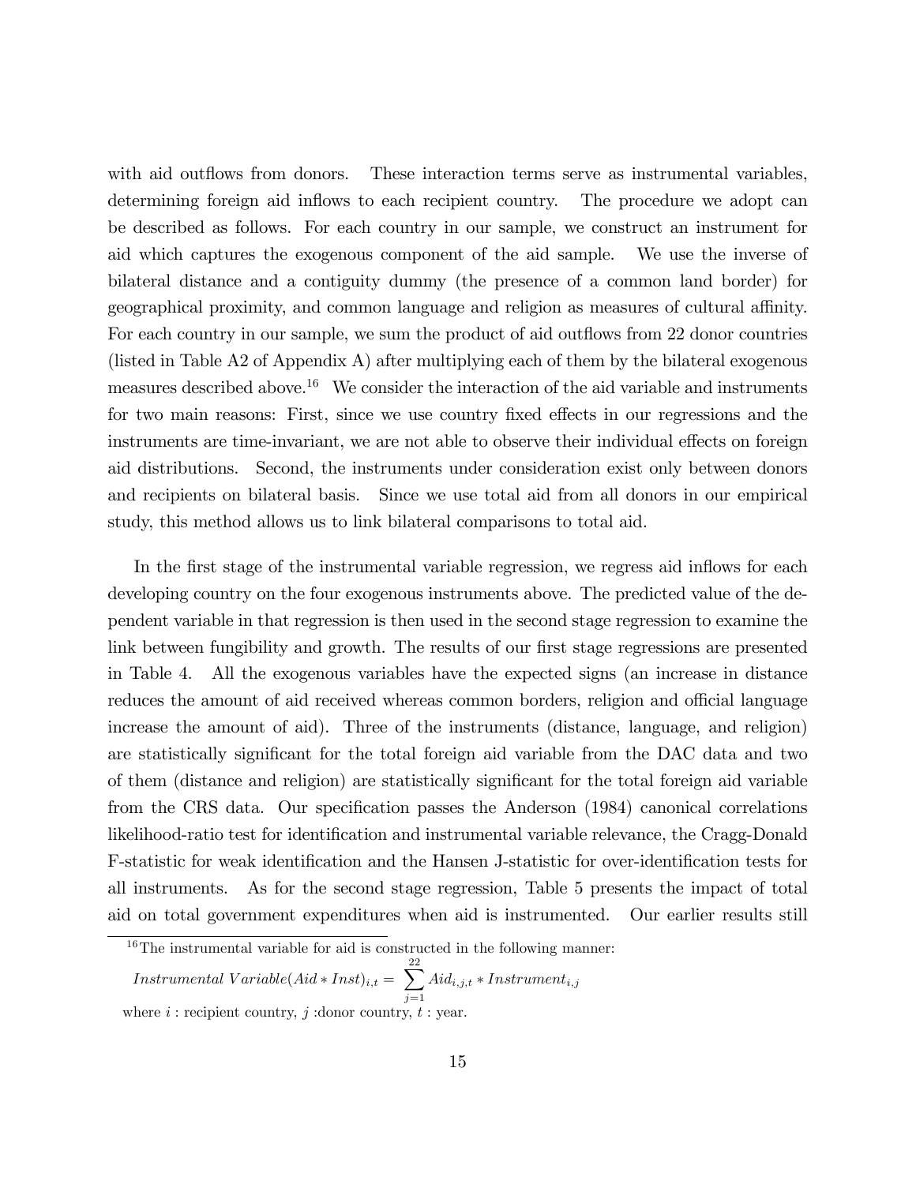with aid outflows from donors. These interaction terms serve as instrumental variables, determining foreign aid inflows to each recipient country. The procedure we adopt can be described as follows. For each country in our sample, we construct an instrument for aid which captures the exogenous component of the aid sample. We use the inverse of bilateral distance and a contiguity dummy (the presence of a common land border) for geographical proximity, and common language and religion as measures of cultural affinity. For each country in our sample, we sum the product of aid outflows from 22 donor countries (listed in Table A2 of Appendix A) after multiplying each of them by the bilateral exogenous measures described above.[16] We consider the interaction of the aid variable and instruments for two main reasons: First, since we use country fixed effects in our regressions and the instruments are time-invariant, we are not able to observe their individual effects on foreign aid distributions. Second, the instruments under consideration exist only between donors and recipients on bilateral basis. Since we use total aid from all donors in our empirical study, this method allows us to link bilateral comparisons to total aid.

In the first stage of the instrumental variable regression, we regress aid inflows for each developing country on the four exogenous instruments above. The predicted value of the dependent variable in that regression is then used in the second stage regression to examine the link between fungibility and growth. The results of our first stage regressions are presented in Table 4. All the exogenous variables have the expected signs (an increase in distance reduces the amount of aid received whereas common borders, religion and official language increase the amount of aid). Three of the instruments (distance, language, and religion) are statistically significant for the total foreign aid variable from the DAC data and two of them (distance and religion) are statistically significant for the total foreign aid variable from the CRS data. Our specification passes the Anderson (1984) canonical correlations likelihood-ratio test for identification and instrumental variable relevance, the Cragg-Donald F-statistic for weak identification and the Hansen J-statistic for over-identification tests for all instruments. As for the second stage regression, Table 5 presents the impact of total aid on total government expenditures when aid is instrumented. Our earlier results still

---

[16] The instrumental variable for aid is constructed in the following manner:

$$Instrumental\ Variable(Aid * Inst)_{i,t} = \sum_{j=1}^{22} Aid_{i,j,t} * Instrument_{i,j}$$

where $i$ : recipient country, $j$ :donor country, $t$ : year.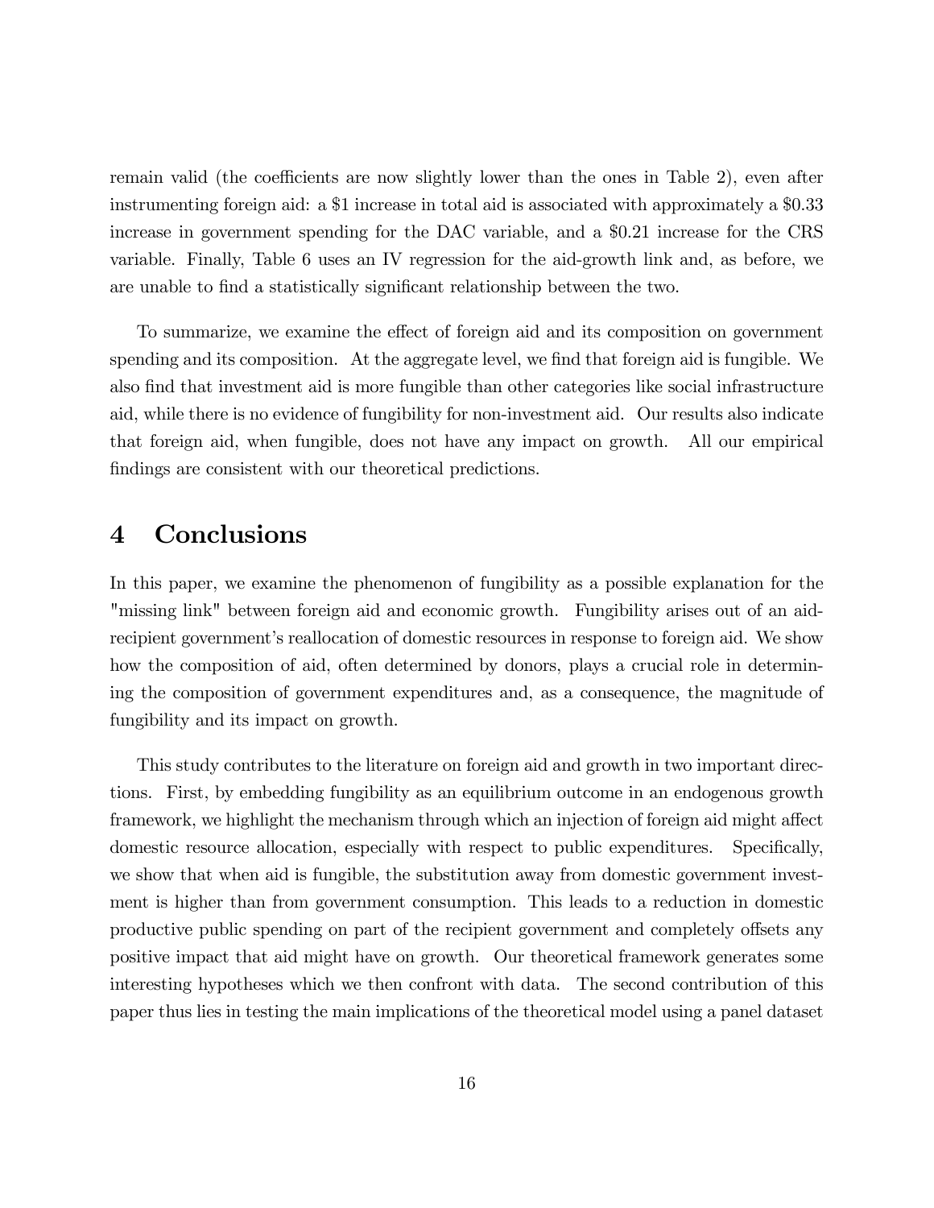remain valid (the coefficients are now slightly lower than the ones in Table 2), even after instrumenting foreign aid: a $1 increase in total aid is associated with approximately a $0.33 increase in government spending for the DAC variable, and a $0.21 increase for the CRS variable. Finally, Table 6 uses an IV regression for the aid-growth link and, as before, we are unable to find a statistically significant relationship between the two.

To summarize, we examine the effect of foreign aid and its composition on government spending and its composition. At the aggregate level, we find that foreign aid is fungible. We also find that investment aid is more fungible than other categories like social infrastructure aid, while there is no evidence of fungibility for non-investment aid. Our results also indicate that foreign aid, when fungible, does not have any impact on growth. All our empirical findings are consistent with our theoretical predictions.

# 4 Conclusions

In this paper, we examine the phenomenon of fungibility as a possible explanation for the "missing link" between foreign aid and economic growth. Fungibility arises out of an aid-recipient government's reallocation of domestic resources in response to foreign aid. We show how the composition of aid, often determined by donors, plays a crucial role in determining the composition of government expenditures and, as a consequence, the magnitude of fungibility and its impact on growth.

This study contributes to the literature on foreign aid and growth in two important directions. First, by embedding fungibility as an equilibrium outcome in an endogenous growth framework, we highlight the mechanism through which an injection of foreign aid might affect domestic resource allocation, especially with respect to public expenditures. Specifically, we show that when aid is fungible, the substitution away from domestic government investment is higher than from government consumption. This leads to a reduction in domestic productive public spending on part of the recipient government and completely offsets any positive impact that aid might have on growth. Our theoretical framework generates some interesting hypotheses which we then confront with data. The second contribution of this paper thus lies in testing the main implications of the theoretical model using a panel dataset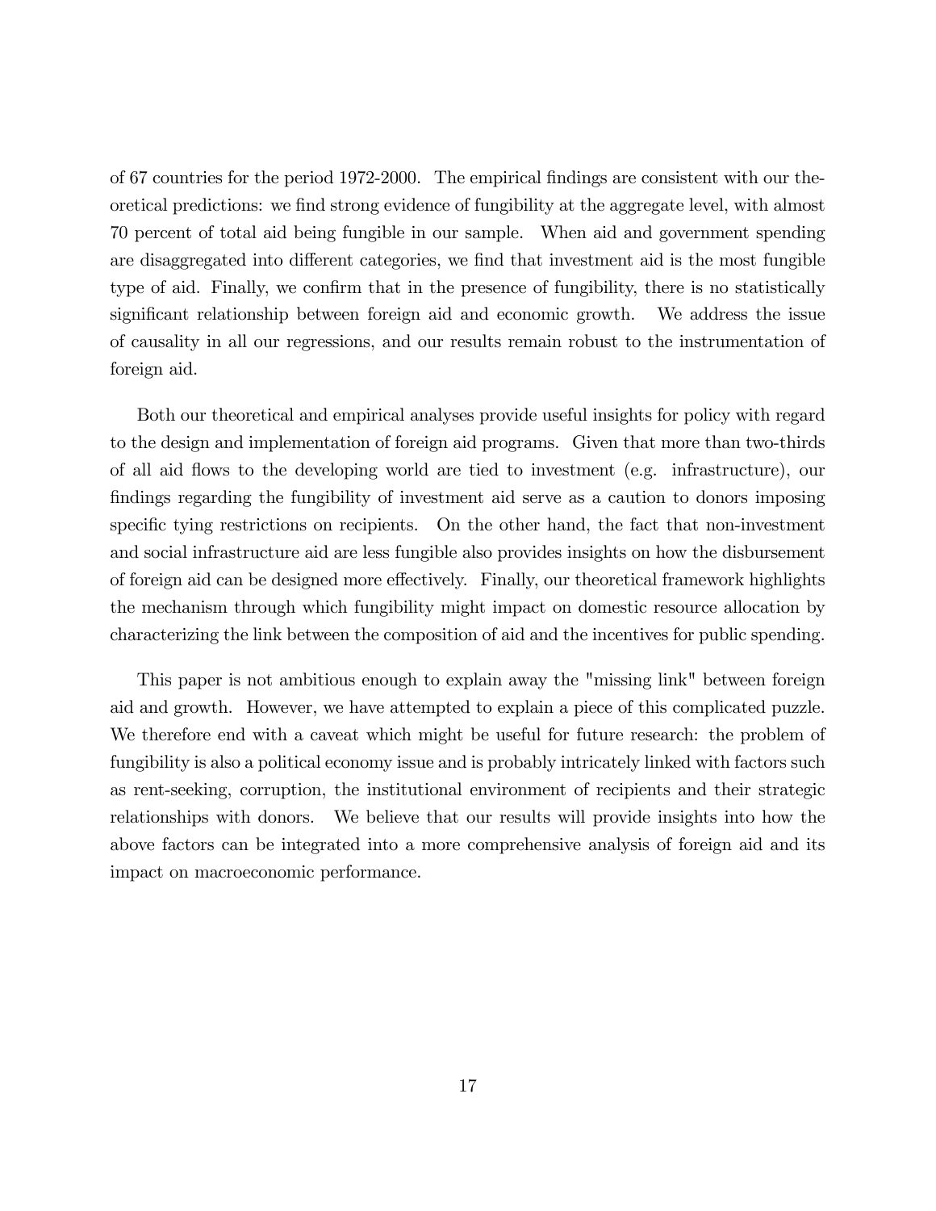of 67 countries for the period 1972-2000. The empirical findings are consistent with our theoretical predictions: we find strong evidence of fungibility at the aggregate level, with almost 70 percent of total aid being fungible in our sample. When aid and government spending are disaggregated into different categories, we find that investment aid is the most fungible type of aid. Finally, we confirm that in the presence of fungibility, there is no statistically significant relationship between foreign aid and economic growth. We address the issue of causality in all our regressions, and our results remain robust to the instrumentation of foreign aid.

Both our theoretical and empirical analyses provide useful insights for policy with regard to the design and implementation of foreign aid programs. Given that more than two-thirds of all aid flows to the developing world are tied to investment (e.g. infrastructure), our findings regarding the fungibility of investment aid serve as a caution to donors imposing specific tying restrictions on recipients. On the other hand, the fact that non-investment and social infrastructure aid are less fungible also provides insights on how the disbursement of foreign aid can be designed more effectively. Finally, our theoretical framework highlights the mechanism through which fungibility might impact on domestic resource allocation by characterizing the link between the composition of aid and the incentives for public spending.

This paper is not ambitious enough to explain away the "missing link" between foreign aid and growth. However, we have attempted to explain a piece of this complicated puzzle. We therefore end with a caveat which might be useful for future research: the problem of fungibility is also a political economy issue and is probably intricately linked with factors such as rent-seeking, corruption, the institutional environment of recipients and their strategic relationships with donors. We believe that our results will provide insights into how the above factors can be integrated into a more comprehensive analysis of foreign aid and its impact on macroeconomic performance.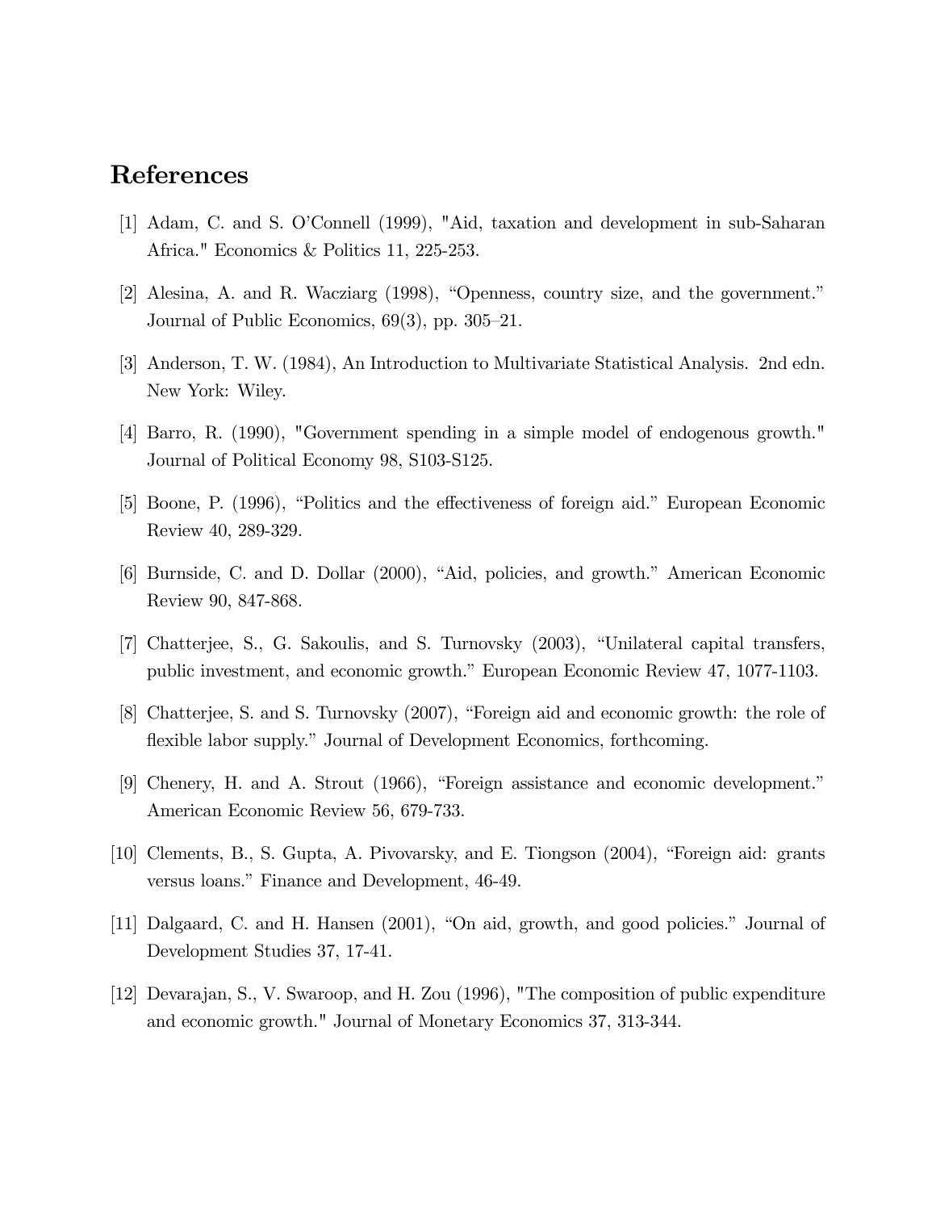## References

[1] Adam, C. and S. O'Connell (1999), "Aid, taxation and development in sub-Saharan Africa." Economics & Politics 11, 225-253.

[2] Alesina, A. and R. Wacziarg (1998), "Openness, country size, and the government." Journal of Public Economics, 69(3), pp. 305–21.

[3] Anderson, T. W. (1984), An Introduction to Multivariate Statistical Analysis. 2nd edn. New York: Wiley.

[4] Barro, R. (1990), "Government spending in a simple model of endogenous growth." Journal of Political Economy 98, S103-S125.

[5] Boone, P. (1996), "Politics and the effectiveness of foreign aid." European Economic Review 40, 289-329.

[6] Burnside, C. and D. Dollar (2000), "Aid, policies, and growth." American Economic Review 90, 847-868.

[7] Chatterjee, S., G. Sakoulis, and S. Turnovsky (2003), "Unilateral capital transfers, public investment, and economic growth." European Economic Review 47, 1077-1103.

[8] Chatterjee, S. and S. Turnovsky (2007), "Foreign aid and economic growth: the role of flexible labor supply." Journal of Development Economics, forthcoming.

[9] Chenery, H. and A. Strout (1966), "Foreign assistance and economic development." American Economic Review 56, 679-733.

[10] Clements, B., S. Gupta, A. Pivovarsky, and E. Tiongson (2004), "Foreign aid: grants versus loans." Finance and Development, 46-49.

[11] Dalgaard, C. and H. Hansen (2001), "On aid, growth, and good policies." Journal of Development Studies 37, 17-41.

[12] Devarajan, S., V. Swaroop, and H. Zou (1996), "The composition of public expenditure and economic growth." Journal of Monetary Economics 37, 313-344.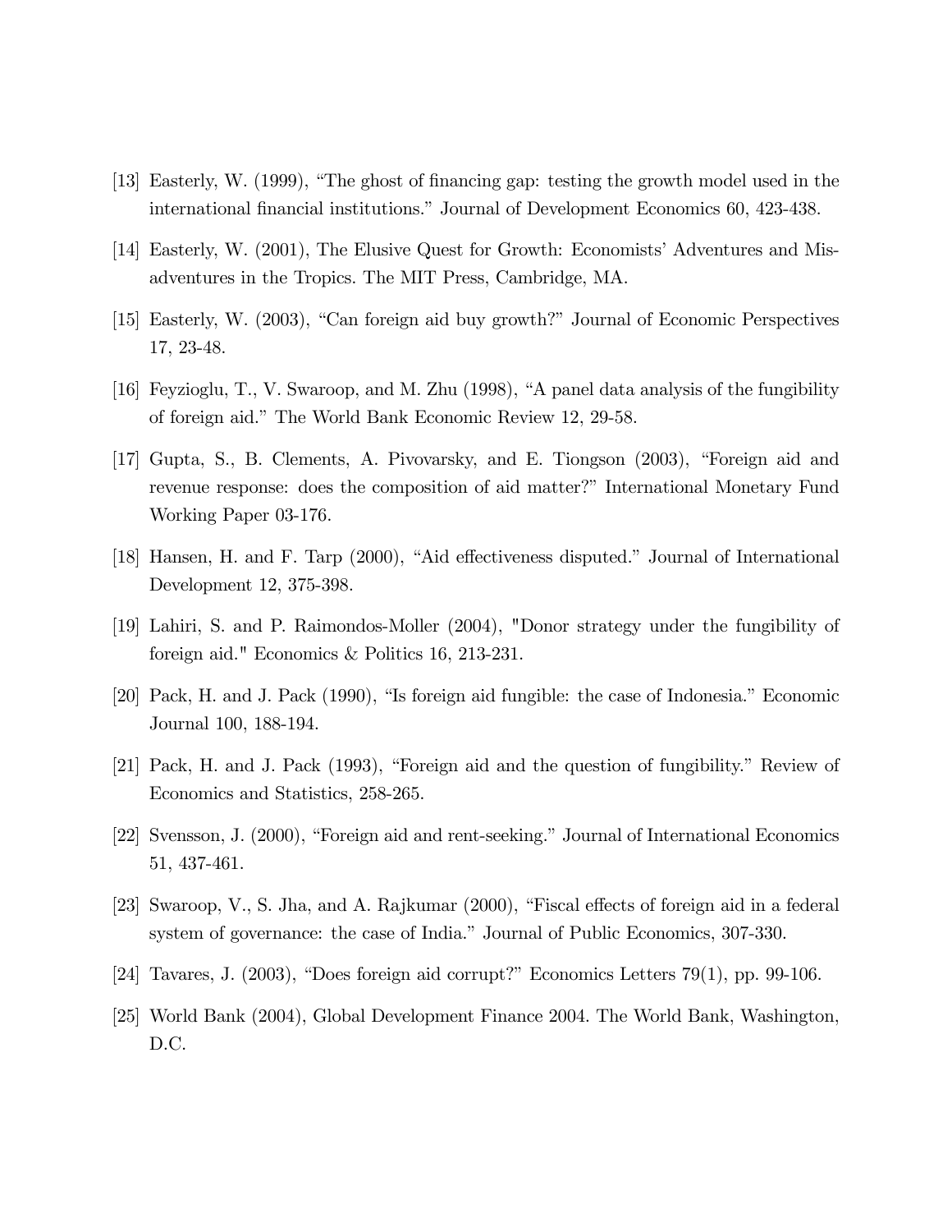[13] Easterly, W. (1999), "The ghost of financing gap: testing the growth model used in the international financial institutions." Journal of Development Economics 60, 423-438.

[14] Easterly, W. (2001), The Elusive Quest for Growth: Economists' Adventures and Misadventures in the Tropics. The MIT Press, Cambridge, MA.

[15] Easterly, W. (2003), "Can foreign aid buy growth?" Journal of Economic Perspectives 17, 23-48.

[16] Feyzioglu, T., V. Swaroop, and M. Zhu (1998), "A panel data analysis of the fungibility of foreign aid." The World Bank Economic Review 12, 29-58.

[17] Gupta, S., B. Clements, A. Pivovarsky, and E. Tiongson (2003), "Foreign aid and revenue response: does the composition of aid matter?" International Monetary Fund Working Paper 03-176.

[18] Hansen, H. and F. Tarp (2000), "Aid effectiveness disputed." Journal of International Development 12, 375-398.

[19] Lahiri, S. and P. Raimondos-Moller (2004), "Donor strategy under the fungibility of foreign aid." Economics & Politics 16, 213-231.

[20] Pack, H. and J. Pack (1990), "Is foreign aid fungible: the case of Indonesia." Economic Journal 100, 188-194.

[21] Pack, H. and J. Pack (1993), "Foreign aid and the question of fungibility." Review of Economics and Statistics, 258-265.

[22] Svensson, J. (2000), "Foreign aid and rent-seeking." Journal of International Economics 51, 437-461.

[23] Swaroop, V., S. Jha, and A. Rajkumar (2000), "Fiscal effects of foreign aid in a federal system of governance: the case of India." Journal of Public Economics, 307-330.

[24] Tavares, J. (2003), "Does foreign aid corrupt?" Economics Letters 79(1), pp. 99-106.

[25] World Bank (2004), Global Development Finance 2004. The World Bank, Washington, D.C.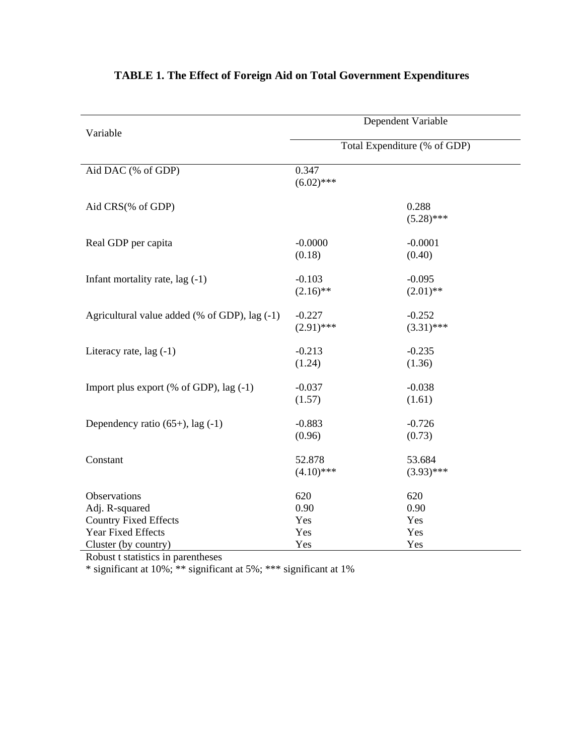**TABLE 1. The Effect of Foreign Aid on Total Government Expenditures**

| Variable | Dependent Variable | |
|---|---|---|
| | Total Expenditure (% of GDP) | |
| Aid DAC (% of GDP) | 0.347<br>(6.02)*** | |
| Aid CRS(% of GDP) | | 0.288<br>(5.28)*** |
| Real GDP per capita | -0.0000<br>(0.18) | -0.0001<br>(0.40) |
| Infant mortality rate, lag (-1) | -0.103<br>(2.16)** | -0.095<br>(2.01)** |
| Agricultural value added (% of GDP), lag (-1) | -0.227<br>(2.91)*** | -0.252<br>(3.31)*** |
| Literacy rate, lag (-1) | -0.213<br>(1.24) | -0.235<br>(1.36) |
| Import plus export (% of GDP), lag (-1) | -0.037<br>(1.57) | -0.038<br>(1.61) |
| Dependency ratio (65+), lag (-1) | -0.883<br>(0.96) | -0.726<br>(0.73) |
| Constant | 52.878<br>(4.10)*** | 53.684<br>(3.93)*** |
| Observations | 620 | 620 |
| Adj. R-squared | 0.90 | 0.90 |
| Country Fixed Effects | Yes | Yes |
| Year Fixed Effects | Yes | Yes |
| Cluster (by country) | Yes | Yes |

Robust t statistics in parentheses

* significant at 10%; ** significant at 5%; *** significant at 1%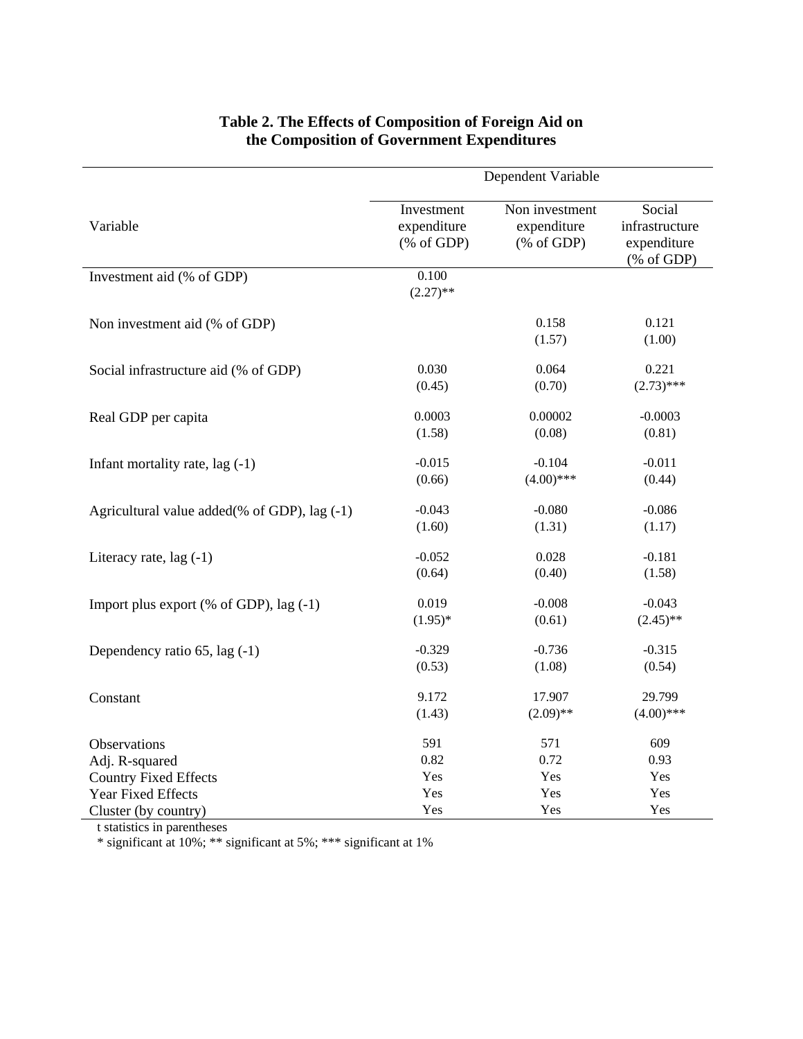**Table 2. The Effects of Composition of Foreign Aid on the Composition of Government Expenditures**

| Variable | Investment expenditure (% of GDP) | Non investment expenditure (% of GDP) | Social infrastructure expenditure (% of GDP) |
|---|---|---|---|
| | Dependent Variable | | |
| Investment aid (% of GDP) | 0.100 | | |
| | (2.27)** | | |
| Non investment aid (% of GDP) | | 0.158 | 0.121 |
| | | (1.57) | (1.00) |
| Social infrastructure aid (% of GDP) | 0.030 | 0.064 | 0.221 |
| | (0.45) | (0.70) | (2.73)*** |
| Real GDP per capita | 0.0003 | 0.00002 | -0.0003 |
| | (1.58) | (0.08) | (0.81) |
| Infant mortality rate, lag (-1) | -0.015 | -0.104 | -0.011 |
| | (0.66) | (4.00)*** | (0.44) |
| Agricultural value added(% of GDP), lag (-1) | -0.043 | -0.080 | -0.086 |
| | (1.60) | (1.31) | (1.17) |
| Literacy rate, lag (-1) | -0.052 | 0.028 | -0.181 |
| | (0.64) | (0.40) | (1.58) |
| Import plus export (% of GDP), lag (-1) | 0.019 | -0.008 | -0.043 |
| | (1.95)* | (0.61) | (2.45)** |
| Dependency ratio 65, lag (-1) | -0.329 | -0.736 | -0.315 |
| | (0.53) | (1.08) | (0.54) |
| Constant | 9.172 | 17.907 | 29.799 |
| | (1.43) | (2.09)** | (4.00)*** |
| Observations | 591 | 571 | 609 |
| Adj. R-squared | 0.82 | 0.72 | 0.93 |
| Country Fixed Effects | Yes | Yes | Yes |
| Year Fixed Effects | Yes | Yes | Yes |
| Cluster (by country) | Yes | Yes | Yes |

t statistics in parentheses

* significant at 10%; ** significant at 5%; *** significant at 1%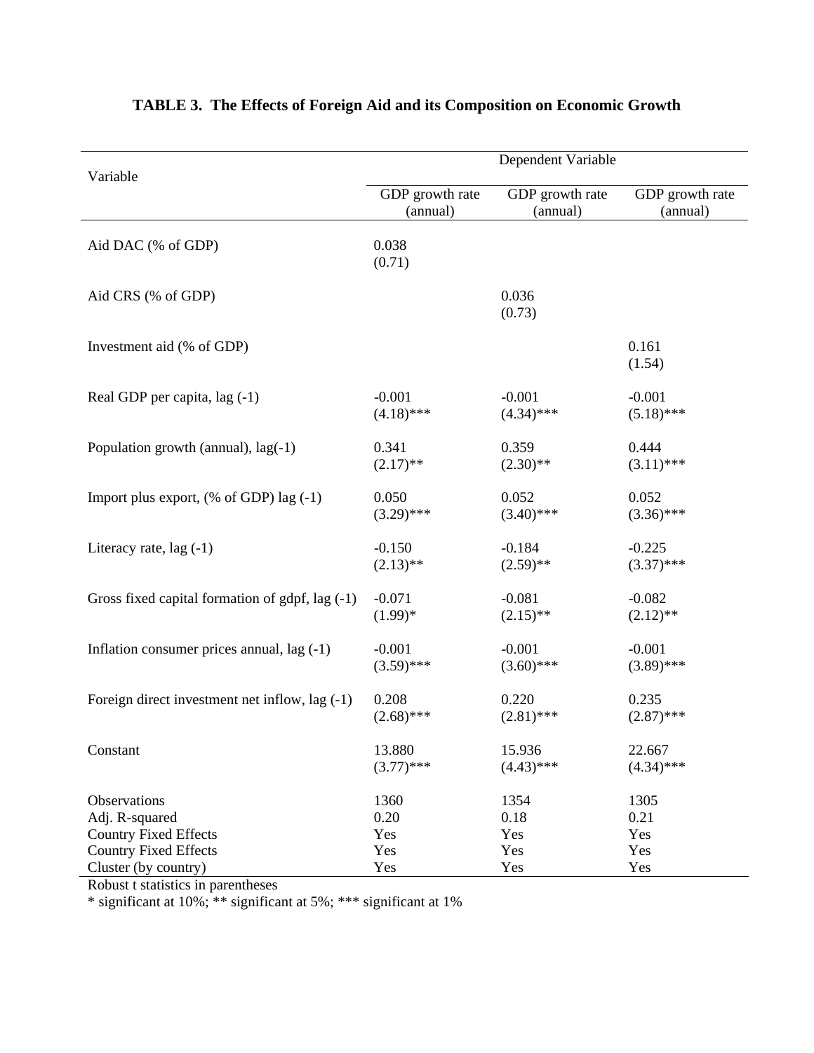**TABLE 3. The Effects of Foreign Aid and its Composition on Economic Growth**

| Variable | Dependent Variable | | |
|---|---|---|---|
| | GDP growth rate (annual) | GDP growth rate (annual) | GDP growth rate (annual) |
| Aid DAC (% of GDP) | 0.038<br>(0.71) | | |
| Aid CRS (% of GDP) | | 0.036<br>(0.73) | |
| Investment aid (% of GDP) | | | 0.161<br>(1.54) |
| Real GDP per capita, lag (-1) | -0.001<br>(4.18)*** | -0.001<br>(4.34)*** | -0.001<br>(5.18)*** |
| Population growth (annual), lag(-1) | 0.341<br>(2.17)** | 0.359<br>(2.30)** | 0.444<br>(3.11)*** |
| Import plus export, (% of GDP) lag (-1) | 0.050<br>(3.29)*** | 0.052<br>(3.40)*** | 0.052<br>(3.36)*** |
| Literacy rate, lag (-1) | -0.150<br>(2.13)** | -0.184<br>(2.59)** | -0.225<br>(3.37)*** |
| Gross fixed capital formation of gdpf, lag (-1) | -0.071<br>(1.99)* | -0.081<br>(2.15)** | -0.082<br>(2.12)** |
| Inflation consumer prices annual, lag (-1) | -0.001<br>(3.59)*** | -0.001<br>(3.60)*** | -0.001<br>(3.89)*** |
| Foreign direct investment net inflow, lag (-1) | 0.208<br>(2.68)*** | 0.220<br>(2.81)*** | 0.235<br>(2.87)*** |
| Constant | 13.880<br>(3.77)*** | 15.936<br>(4.43)*** | 22.667<br>(4.34)*** |
| Observations | 1360 | 1354 | 1305 |
| Adj. R-squared | 0.20 | 0.18 | 0.21 |
| Country Fixed Effects | Yes | Yes | Yes |
| Country Fixed Effects | Yes | Yes | Yes |
| Cluster (by country) | Yes | Yes | Yes |

Robust t statistics in parentheses
* significant at 10%; ** significant at 5%; *** significant at 1%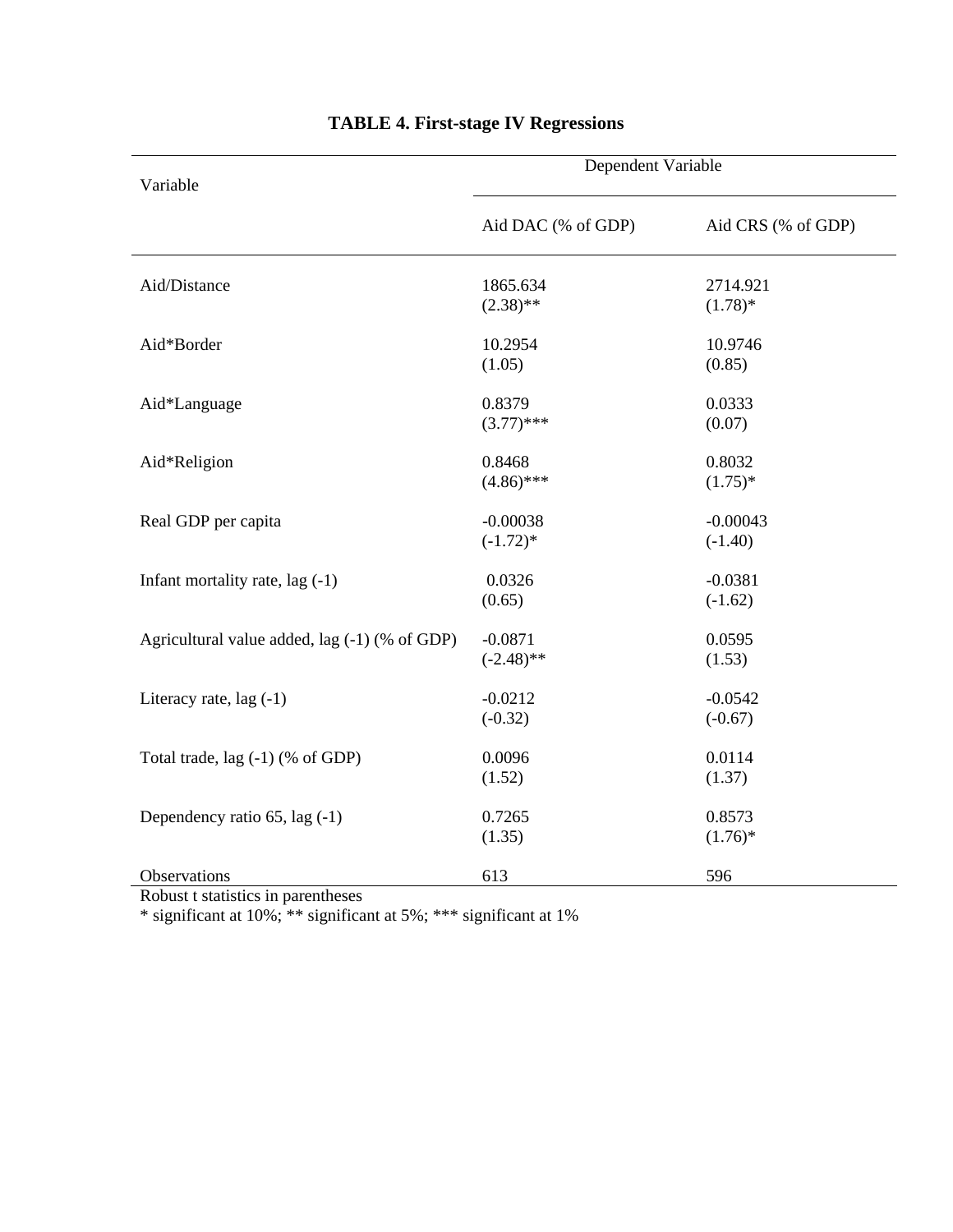**TABLE 4. First-stage IV Regressions**

| Variable | Dependent Variable | |
|---|---|---|
| | Aid DAC (% of GDP) | Aid CRS (% of GDP) |
| Aid/Distance | 1865.634<br>(2.38)** | 2714.921<br>(1.78)* |
| Aid*Border | 10.2954<br>(1.05) | 10.9746<br>(0.85) |
| Aid*Language | 0.8379<br>(3.77)*** | 0.0333<br>(0.07) |
| Aid*Religion | 0.8468<br>(4.86)*** | 0.8032<br>(1.75)* |
| Real GDP per capita | -0.00038<br>(-1.72)* | -0.00043<br>(-1.40) |
| Infant mortality rate, lag (-1) | 0.0326<br>(0.65) | -0.0381<br>(-1.62) |
| Agricultural value added, lag (-1) (% of GDP) | -0.0871<br>(-2.48)** | 0.0595<br>(1.53) |
| Literacy rate, lag (-1) | -0.0212<br>(-0.32) | -0.0542<br>(-0.67) |
| Total trade, lag (-1) (% of GDP) | 0.0096<br>(1.52) | 0.0114<br>(1.37) |
| Dependency ratio 65, lag (-1) | 0.7265<br>(1.35) | 0.8573<br>(1.76)* |
| Observations | 613 | 596 |

Robust t statistics in parentheses
* significant at 10%; ** significant at 5%; *** significant at 1%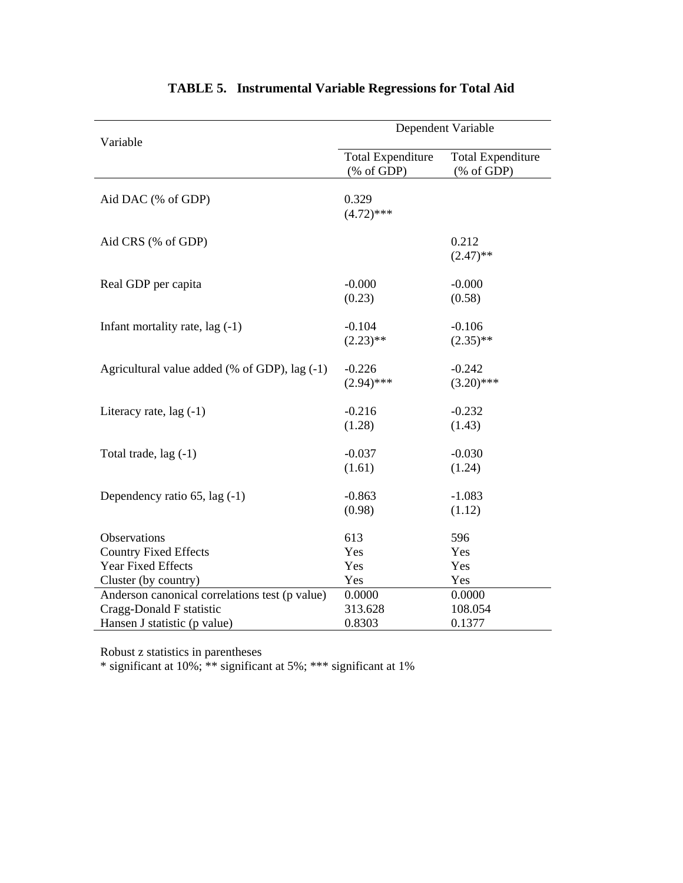**TABLE 5. Instrumental Variable Regressions for Total Aid**

| Variable | Dependent Variable | |
|---|---|---|
| | Total Expenditure (% of GDP) | Total Expenditure (% of GDP) |
| Aid DAC (% of GDP) | 0.329<br>(4.72)*** | |
| Aid CRS (% of GDP) | | 0.212<br>(2.47)** |
| Real GDP per capita | -0.000<br>(0.23) | -0.000<br>(0.58) |
| Infant mortality rate, lag (-1) | -0.104<br>(2.23)** | -0.106<br>(2.35)** |
| Agricultural value added (% of GDP), lag (-1) | -0.226<br>(2.94)*** | -0.242<br>(3.20)*** |
| Literacy rate, lag (-1) | -0.216<br>(1.28) | -0.232<br>(1.43) |
| Total trade, lag (-1) | -0.037<br>(1.61) | -0.030<br>(1.24) |
| Dependency ratio 65, lag (-1) | -0.863<br>(0.98) | -1.083<br>(1.12) |
| Observations | 613 | 596 |
| Country Fixed Effects | Yes | Yes |
| Year Fixed Effects | Yes | Yes |
| Cluster (by country) | Yes | Yes |
| Anderson canonical correlations test (p value) | 0.0000 | 0.0000 |
| Cragg-Donald F statistic | 313.628 | 108.054 |
| Hansen J statistic (p value) | 0.8303 | 0.1377 |

Robust z statistics in parentheses
* significant at 10%; ** significant at 5%; *** significant at 1%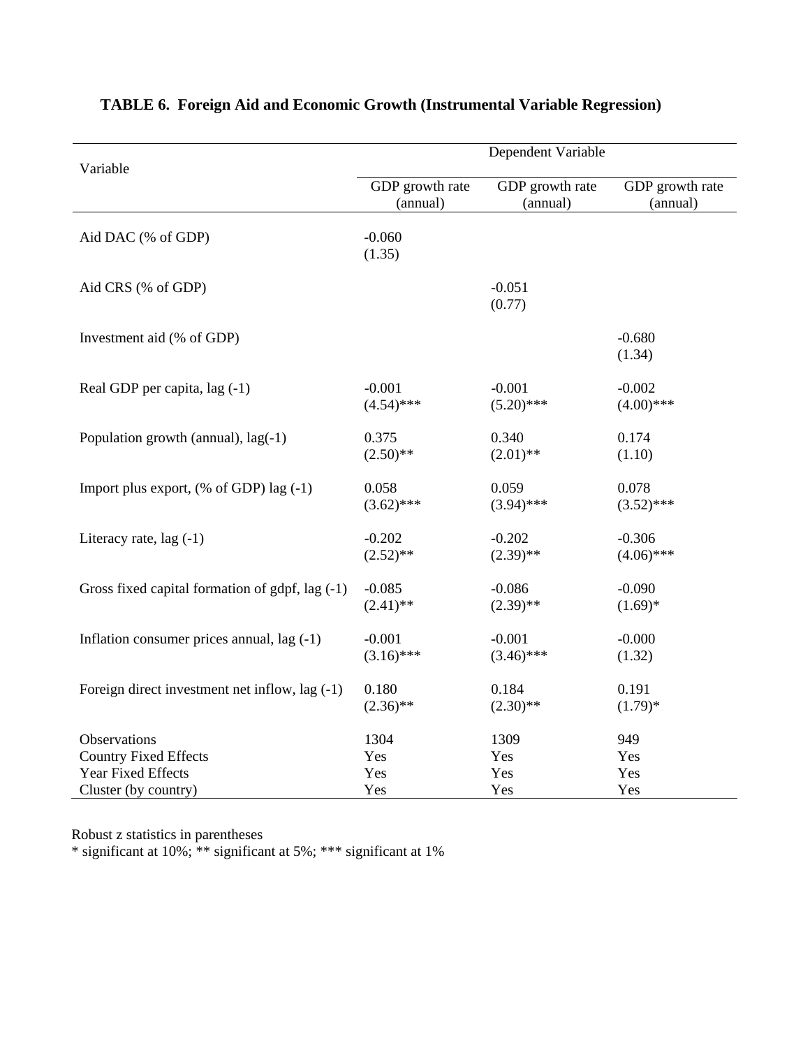**TABLE 6. Foreign Aid and Economic Growth (Instrumental Variable Regression)**

| Variable | Dependent Variable | | |
|---|---|---|---|
| | GDP growth rate (annual) | GDP growth rate (annual) | GDP growth rate (annual) |
| Aid DAC (% of GDP) | -0.060<br>(1.35) | | |
| Aid CRS (% of GDP) | | -0.051<br>(0.77) | |
| Investment aid (% of GDP) | | | -0.680<br>(1.34) |
| Real GDP per capita, lag (-1) | -0.001<br>(4.54)*** | -0.001<br>(5.20)*** | -0.002<br>(4.00)*** |
| Population growth (annual), lag(-1) | 0.375<br>(2.50)** | 0.340<br>(2.01)** | 0.174<br>(1.10) |
| Import plus export, (% of GDP) lag (-1) | 0.058<br>(3.62)*** | 0.059<br>(3.94)*** | 0.078<br>(3.52)*** |
| Literacy rate, lag (-1) | -0.202<br>(2.52)** | -0.202<br>(2.39)** | -0.306<br>(4.06)*** |
| Gross fixed capital formation of gdpf, lag (-1) | -0.085<br>(2.41)** | -0.086<br>(2.39)** | -0.090<br>(1.69)* |
| Inflation consumer prices annual, lag (-1) | -0.001<br>(3.16)*** | -0.001<br>(3.46)*** | -0.000<br>(1.32) |
| Foreign direct investment net inflow, lag (-1) | 0.180<br>(2.36)** | 0.184<br>(2.30)** | 0.191<br>(1.79)* |
| Observations | 1304 | 1309 | 949 |
| Country Fixed Effects | Yes | Yes | Yes |
| Year Fixed Effects | Yes | Yes | Yes |
| Cluster (by country) | Yes | Yes | Yes |

Robust z statistics in parentheses
* significant at 10%; ** significant at 5%; *** significant at 1%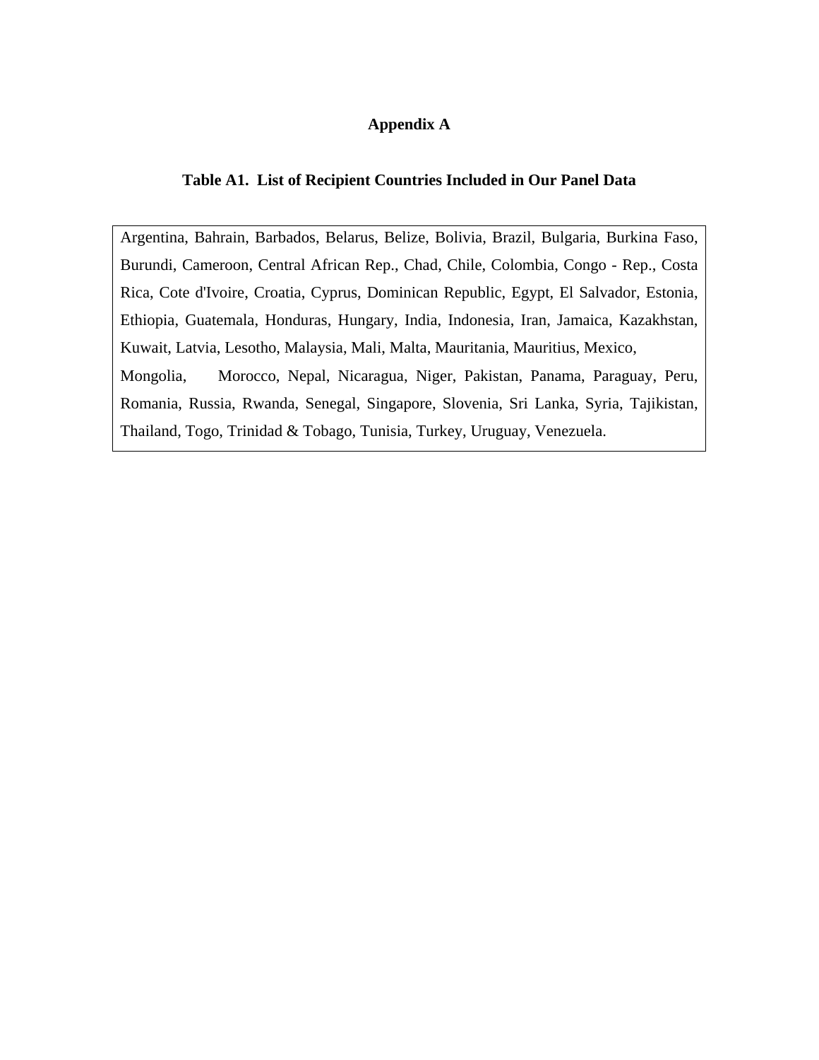## Appendix A

### Table A1. List of Recipient Countries Included in Our Panel Data

| |
|---|
| Argentina, Bahrain, Barbados, Belarus, Belize, Bolivia, Brazil, Bulgaria, Burkina Faso, Burundi, Cameroon, Central African Rep., Chad, Chile, Colombia, Congo - Rep., Costa Rica, Cote d'Ivoire, Croatia, Cyprus, Dominican Republic, Egypt, El Salvador, Estonia, Ethiopia, Guatemala, Honduras, Hungary, India, Indonesia, Iran, Jamaica, Kazakhstan, Kuwait, Latvia, Lesotho, Malaysia, Mali, Malta, Mauritania, Mauritius, Mexico, Mongolia, Morocco, Nepal, Nicaragua, Niger, Pakistan, Panama, Paraguay, Peru, Romania, Russia, Rwanda, Senegal, Singapore, Slovenia, Sri Lanka, Syria, Tajikistan, Thailand, Togo, Trinidad & Tobago, Tunisia, Turkey, Uruguay, Venezuela. |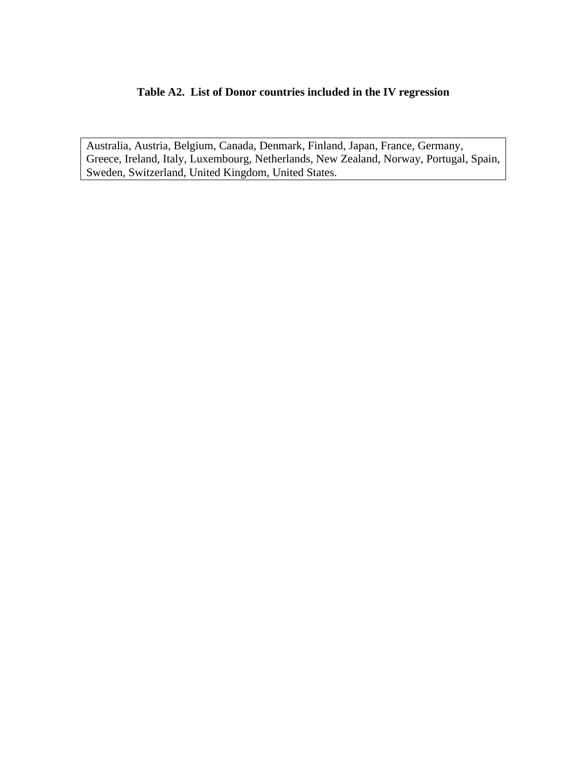**Table A2. List of Donor countries included in the IV regression**

| Australia, Austria, Belgium, Canada, Denmark, Finland, Japan, France, Germany, Greece, Ireland, Italy, Luxembourg, Netherlands, New Zealand, Norway, Portugal, Spain, Sweden, Switzerland, United Kingdom, United States. |
|---|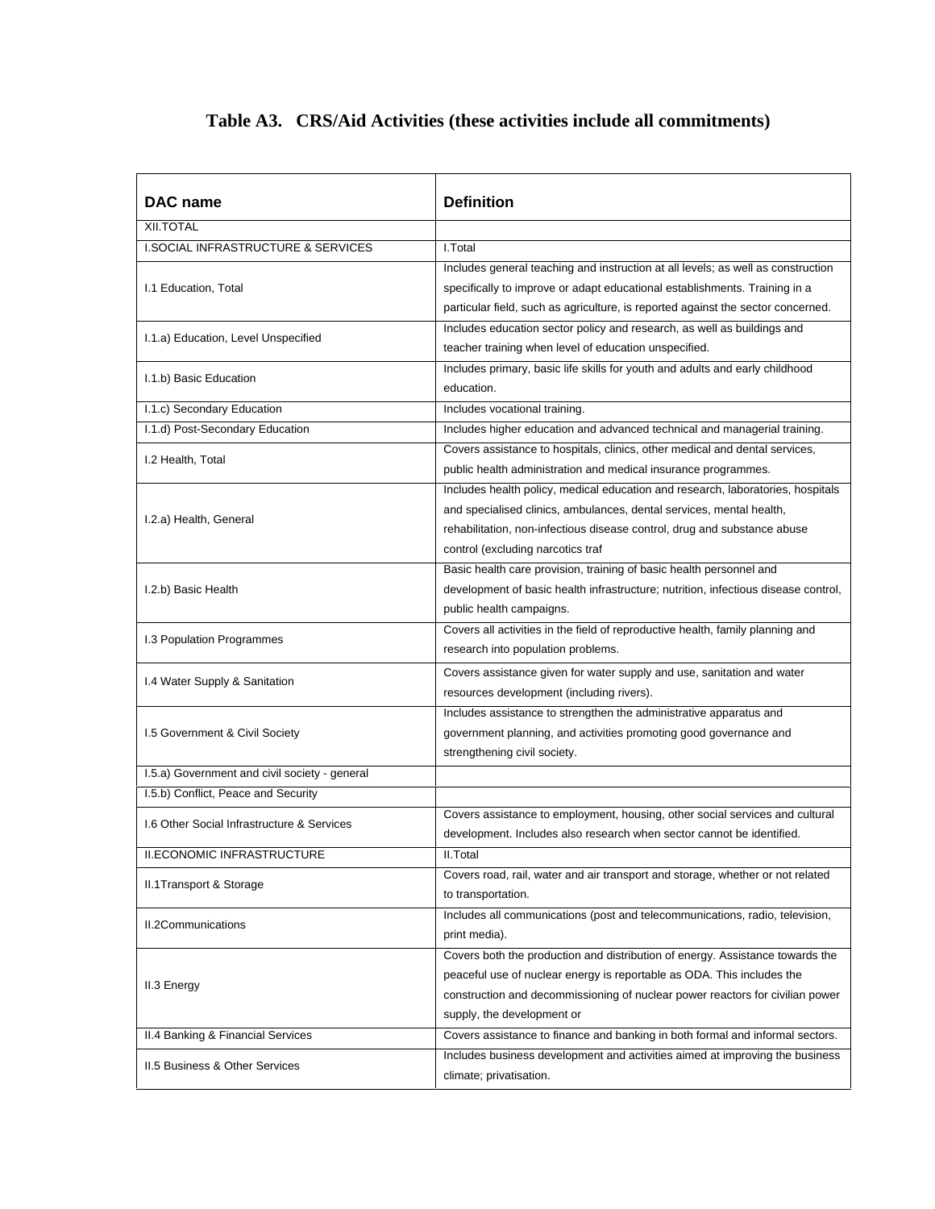# Table A3. CRS/Aid Activities (these activities include all commitments)

| DAC name | Definition |
|---|---|
| XII.TOTAL | |
| I.SOCIAL INFRASTRUCTURE & SERVICES | I.Total |
| I.1 Education, Total | Includes general teaching and instruction at all levels; as well as construction specifically to improve or adapt educational establishments. Training in a particular field, such as agriculture, is reported against the sector concerned. |
| I.1.a) Education, Level Unspecified | Includes education sector policy and research, as well as buildings and teacher training when level of education unspecified. |
| I.1.b) Basic Education | Includes primary, basic life skills for youth and adults and early childhood education. |
| I.1.c) Secondary Education | Includes vocational training. |
| I.1.d) Post-Secondary Education | Includes higher education and advanced technical and managerial training. |
| I.2 Health, Total | Covers assistance to hospitals, clinics, other medical and dental services, public health administration and medical insurance programmes. |
| I.2.a) Health, General | Includes health policy, medical education and research, laboratories, hospitals and specialised clinics, ambulances, dental services, mental health, rehabilitation, non-infectious disease control, drug and substance abuse control (excluding narcotics traf |
| I.2.b) Basic Health | Basic health care provision, training of basic health personnel and development of basic health infrastructure; nutrition, infectious disease control, public health campaigns. |
| I.3 Population Programmes | Covers all activities in the field of reproductive health, family planning and research into population problems. |
| I.4 Water Supply & Sanitation | Covers assistance given for water supply and use, sanitation and water resources development (including rivers). |
| I.5 Government & Civil Society | Includes assistance to strengthen the administrative apparatus and government planning, and activities promoting good governance and strengthening civil society. |
| I.5.a) Government and civil society - general | |
| I.5.b) Conflict, Peace and Security | |
| I.6 Other Social Infrastructure & Services | Covers assistance to employment, housing, other social services and cultural development. Includes also research when sector cannot be identified. |
| II.ECONOMIC INFRASTRUCTURE | II.Total |
| II.1Transport & Storage | Covers road, rail, water and air transport and storage, whether or not related to transportation. |
| II.2Communications | Includes all communications (post and telecommunications, radio, television, print media). |
| II.3 Energy | Covers both the production and distribution of energy. Assistance towards the peaceful use of nuclear energy is reportable as ODA. This includes the construction and decommissioning of nuclear power reactors for civilian power supply, the development or |
| II.4 Banking & Financial Services | Covers assistance to finance and banking in both formal and informal sectors. |
| II.5 Business & Other Services | Includes business development and activities aimed at improving the business climate; privatisation. |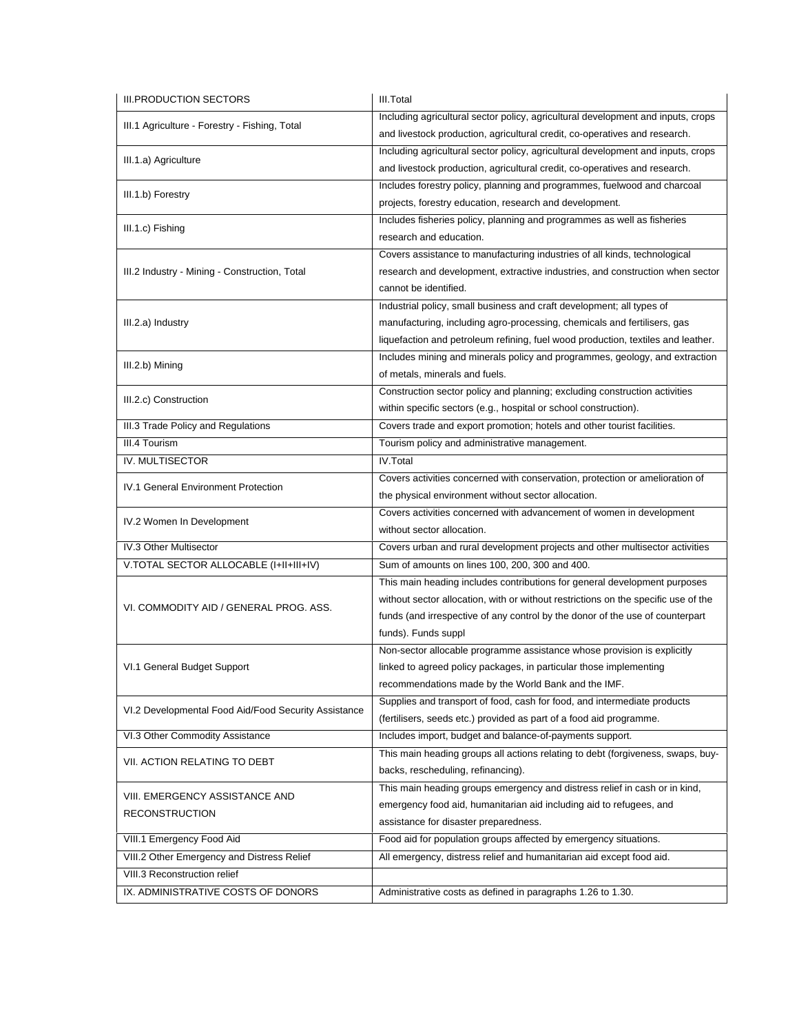| III.PRODUCTION SECTORS | III.Total |
|---|---|
| III.1 Agriculture - Forestry - Fishing, Total | Including agricultural sector policy, agricultural development and inputs, crops and livestock production, agricultural credit, co-operatives and research. |
| III.1.a) Agriculture | Including agricultural sector policy, agricultural development and inputs, crops and livestock production, agricultural credit, co-operatives and research. |
| III.1.b) Forestry | Includes forestry policy, planning and programmes, fuelwood and charcoal projects, forestry education, research and development. |
| III.1.c) Fishing | Includes fisheries policy, planning and programmes as well as fisheries research and education. |
| III.2 Industry - Mining - Construction, Total | Covers assistance to manufacturing industries of all kinds, technological research and development, extractive industries, and construction when sector cannot be identified. |
| III.2.a) Industry | Industrial policy, small business and craft development; all types of manufacturing, including agro-processing, chemicals and fertilisers, gas liquefaction and petroleum refining, fuel wood production, textiles and leather. |
| III.2.b) Mining | Includes mining and minerals policy and programmes, geology, and extraction of metals, minerals and fuels. |
| III.2.c) Construction | Construction sector policy and planning; excluding construction activities within specific sectors (e.g., hospital or school construction). |
| III.3 Trade Policy and Regulations | Covers trade and export promotion; hotels and other tourist facilities. |
| III.4 Tourism | Tourism policy and administrative management. |
| IV. MULTISECTOR | IV.Total |
| IV.1 General Environment Protection | Covers activities concerned with conservation, protection or amelioration of the physical environment without sector allocation. |
| IV.2 Women In Development | Covers activities concerned with advancement of women in development without sector allocation. |
| IV.3 Other Multisector | Covers urban and rural development projects and other multisector activities |
| V.TOTAL SECTOR ALLOCABLE (I+II+III+IV) | Sum of amounts on lines 100, 200, 300 and 400. |
| VI. COMMODITY AID / GENERAL PROG. ASS. | This main heading includes contributions for general development purposes without sector allocation, with or without restrictions on the specific use of the funds (and irrespective of any control by the donor of the use of counterpart funds). Funds suppl |
| VI.1 General Budget Support | Non-sector allocable programme assistance whose provision is explicitly linked to agreed policy packages, in particular those implementing recommendations made by the World Bank and the IMF. |
| VI.2 Developmental Food Aid/Food Security Assistance | Supplies and transport of food, cash for food, and intermediate products (fertilisers, seeds etc.) provided as part of a food aid programme. |
| VI.3 Other Commodity Assistance | Includes import, budget and balance-of-payments support. |
| VII. ACTION RELATING TO DEBT | This main heading groups all actions relating to debt (forgiveness, swaps, buy-backs, rescheduling, refinancing). |
| VIII. EMERGENCY ASSISTANCE AND RECONSTRUCTION | This main heading groups emergency and distress relief in cash or in kind, emergency food aid, humanitarian aid including aid to refugees, and assistance for disaster preparedness. |
| VIII.1 Emergency Food Aid | Food aid for population groups affected by emergency situations. |
| VIII.2 Other Emergency and Distress Relief | All emergency, distress relief and humanitarian aid except food aid. |
| VIII.3 Reconstruction relief | |
| IX. ADMINISTRATIVE COSTS OF DONORS | Administrative costs as defined in paragraphs 1.26 to 1.30. |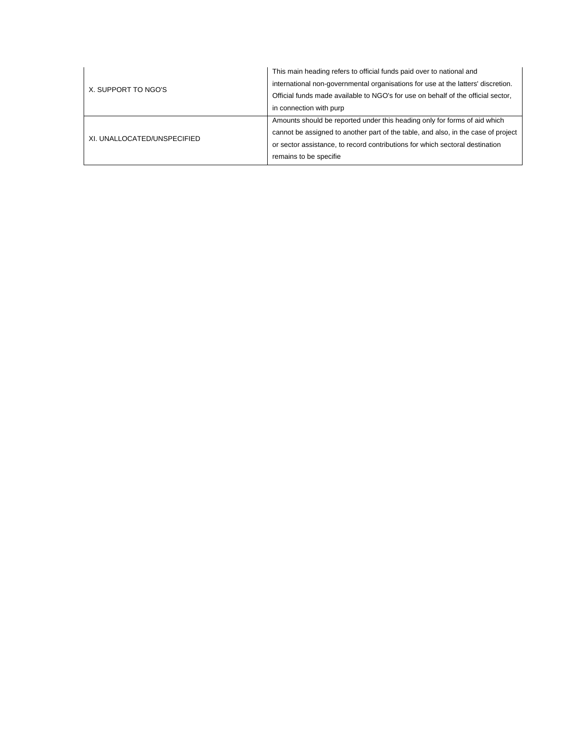| | |
|---|---|
| X. SUPPORT TO NGO'S | This main heading refers to official funds paid over to national and international non-governmental organisations for use at the latters' discretion. Official funds made available to NGO's for use on behalf of the official sector, in connection with purp |
| XI. UNALLOCATED/UNSPECIFIED | Amounts should be reported under this heading only for forms of aid which cannot be assigned to another part of the table, and also, in the case of project or sector assistance, to record contributions for which sectoral destination remains to be specifie |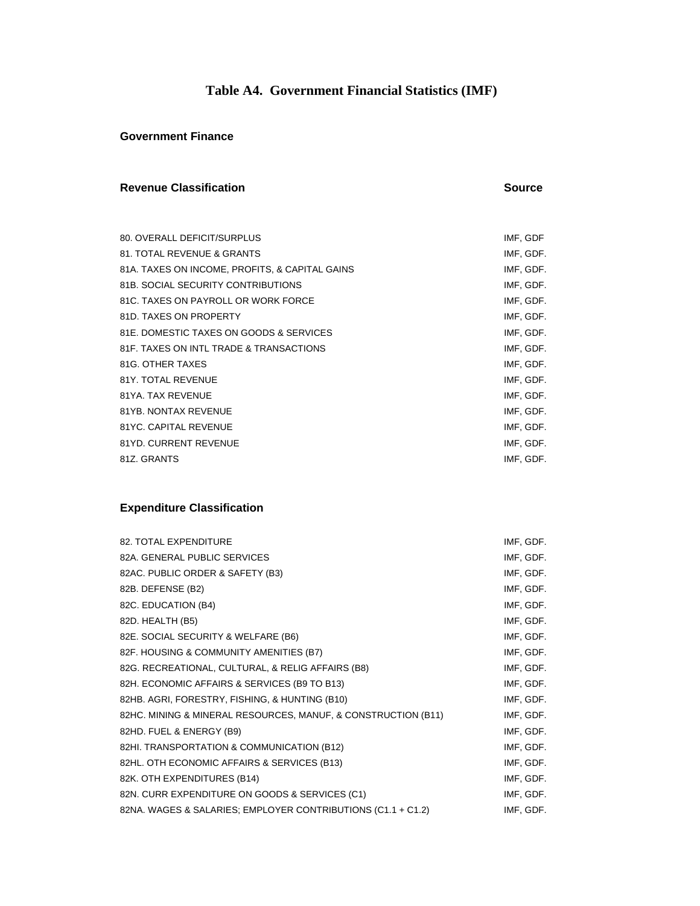# Table A4. Government Financial Statistics (IMF)

## Government Finance

| Revenue Classification | Source |
|---|---|
| 80. OVERALL DEFICIT/SURPLUS | IMF, GDF |
| 81. TOTAL REVENUE & GRANTS | IMF, GDF. |
| 81A. TAXES ON INCOME, PROFITS, & CAPITAL GAINS | IMF, GDF. |
| 81B. SOCIAL SECURITY CONTRIBUTIONS | IMF, GDF. |
| 81C. TAXES ON PAYROLL OR WORK FORCE | IMF, GDF. |
| 81D. TAXES ON PROPERTY | IMF, GDF. |
| 81E. DOMESTIC TAXES ON GOODS & SERVICES | IMF, GDF. |
| 81F. TAXES ON INTL TRADE & TRANSACTIONS | IMF, GDF. |
| 81G. OTHER TAXES | IMF, GDF. |
| 81Y. TOTAL REVENUE | IMF, GDF. |
| 81YA. TAX REVENUE | IMF, GDF. |
| 81YB. NONTAX REVENUE | IMF, GDF. |
| 81YC. CAPITAL REVENUE | IMF, GDF. |
| 81YD. CURRENT REVENUE | IMF, GDF. |
| 81Z. GRANTS | IMF, GDF. |

### Expenditure Classification

| Expenditure Classification | Source |
|---|---|
| 82. TOTAL EXPENDITURE | IMF, GDF. |
| 82A. GENERAL PUBLIC SERVICES | IMF, GDF. |
| 82AC. PUBLIC ORDER & SAFETY (B3) | IMF, GDF. |
| 82B. DEFENSE (B2) | IMF, GDF. |
| 82C. EDUCATION (B4) | IMF, GDF. |
| 82D. HEALTH (B5) | IMF, GDF. |
| 82E. SOCIAL SECURITY & WELFARE (B6) | IMF, GDF. |
| 82F. HOUSING & COMMUNITY AMENITIES (B7) | IMF, GDF. |
| 82G. RECREATIONAL, CULTURAL, & RELIG AFFAIRS (B8) | IMF, GDF. |
| 82H. ECONOMIC AFFAIRS & SERVICES (B9 TO B13) | IMF, GDF. |
| 82HB. AGRI, FORESTRY, FISHING, & HUNTING (B10) | IMF, GDF. |
| 82HC. MINING & MINERAL RESOURCES, MANUF, & CONSTRUCTION (B11) | IMF, GDF. |
| 82HD. FUEL & ENERGY (B9) | IMF, GDF. |
| 82HI. TRANSPORTATION & COMMUNICATION (B12) | IMF, GDF. |
| 82HL. OTH ECONOMIC AFFAIRS & SERVICES (B13) | IMF, GDF. |
| 82K. OTH EXPENDITURES (B14) | IMF, GDF. |
| 82N. CURR EXPENDITURE ON GOODS & SERVICES (C1) | IMF, GDF. |
| 82NA. WAGES & SALARIES; EMPLOYER CONTRIBUTIONS (C1.1 + C1.2) | IMF, GDF. |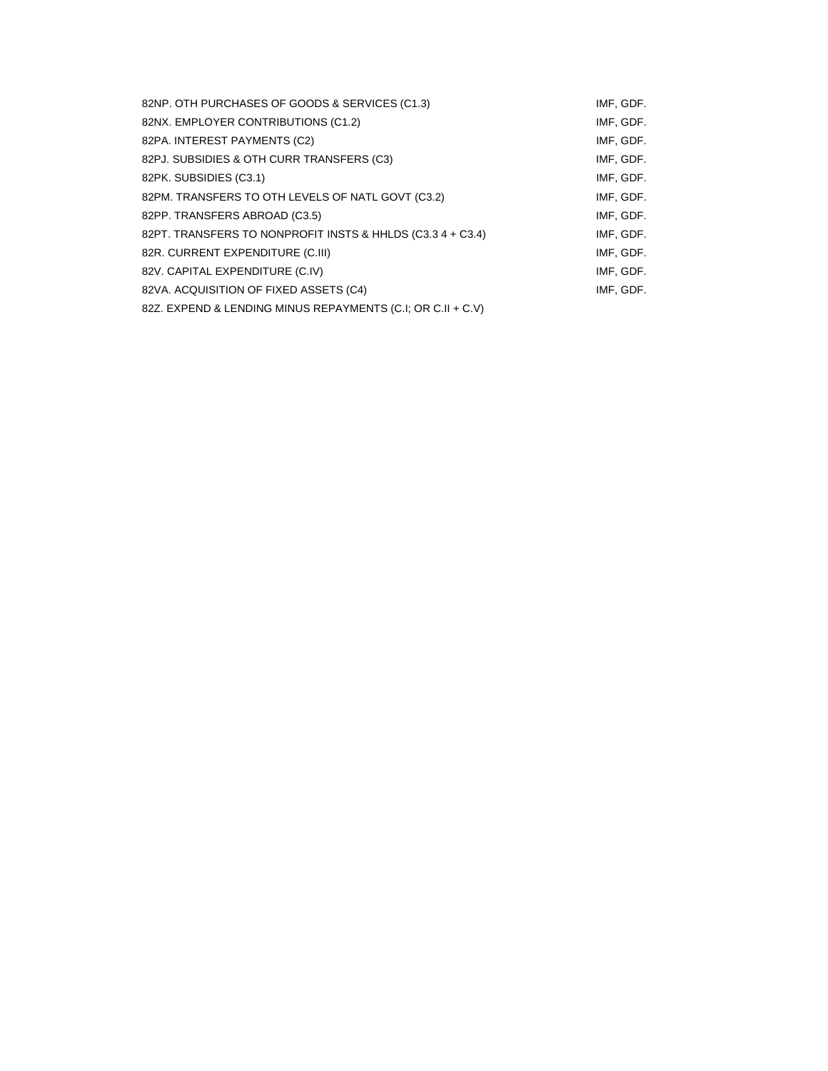| | |
|---|---|
| 82NP. OTH PURCHASES OF GOODS & SERVICES (C1.3) | IMF, GDF. |
| 82NX. EMPLOYER CONTRIBUTIONS (C1.2) | IMF, GDF. |
| 82PA. INTEREST PAYMENTS (C2) | IMF, GDF. |
| 82PJ. SUBSIDIES & OTH CURR TRANSFERS (C3) | IMF, GDF. |
| 82PK. SUBSIDIES (C3.1) | IMF, GDF. |
| 82PM. TRANSFERS TO OTH LEVELS OF NATL GOVT (C3.2) | IMF, GDF. |
| 82PP. TRANSFERS ABROAD (C3.5) | IMF, GDF. |
| 82PT. TRANSFERS TO NONPROFIT INSTS & HHLDS (C3.3 4 + C3.4) | IMF, GDF. |
| 82R. CURRENT EXPENDITURE (C.III) | IMF, GDF. |
| 82V. CAPITAL EXPENDITURE (C.IV) | IMF, GDF. |
| 82VA. ACQUISITION OF FIXED ASSETS (C4) | IMF, GDF. |
| 82Z. EXPEND & LENDING MINUS REPAYMENTS (C.I; OR C.II + C.V) | |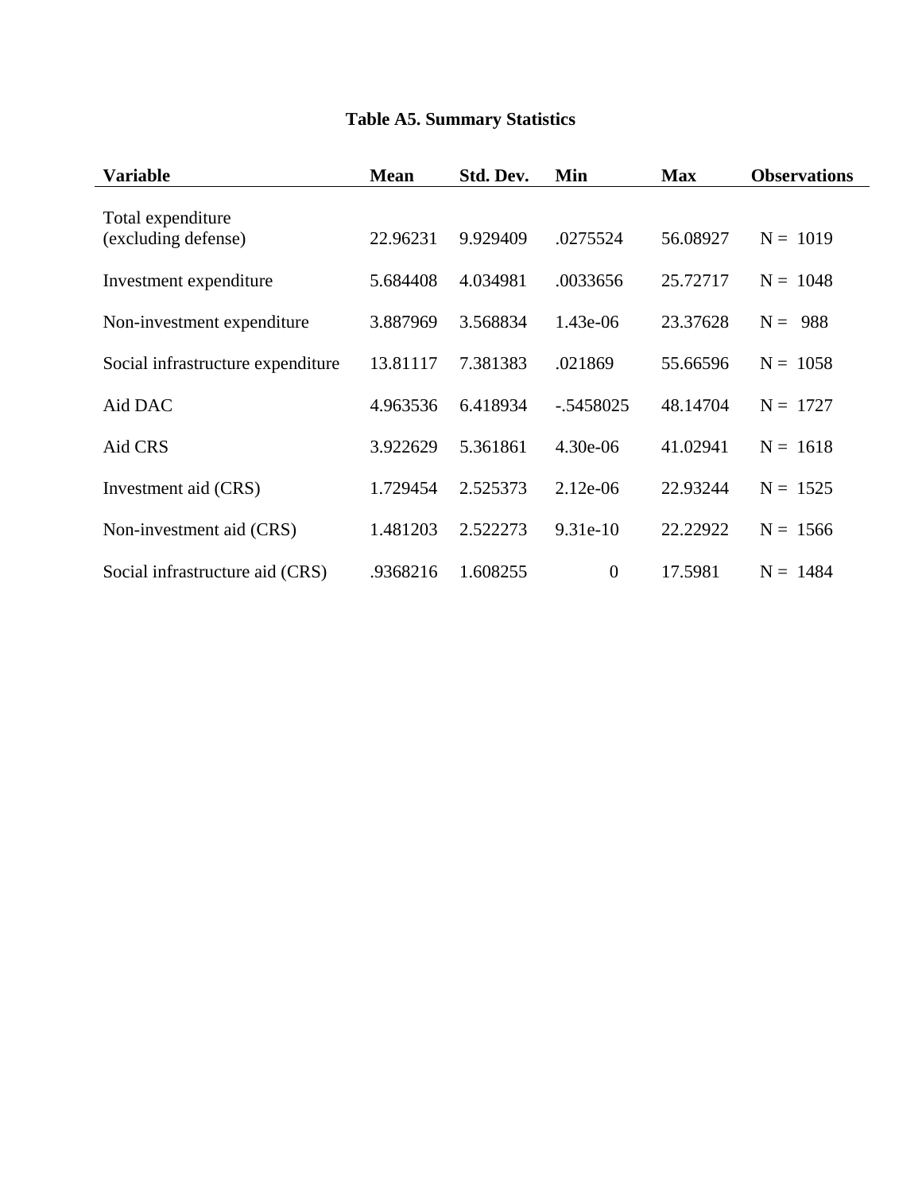**Table A5. Summary Statistics**

| Variable | Mean | Std. Dev. | Min | Max | Observations |
|---|---|---|---|---|---|
| Total expenditure (excluding defense) | 22.96231 | 9.929409 | .0275524 | 56.08927 | N = 1019 |
| Investment expenditure | 5.684408 | 4.034981 | .0033656 | 25.72717 | N = 1048 |
| Non-investment expenditure | 3.887969 | 3.568834 | 1.43e-06 | 23.37628 | N = 988 |
| Social infrastructure expenditure | 13.81117 | 7.381383 | .021869 | 55.66596 | N = 1058 |
| Aid DAC | 4.963536 | 6.418934 | -.5458025 | 48.14704 | N = 1727 |
| Aid CRS | 3.922629 | 5.361861 | 4.30e-06 | 41.02941 | N = 1618 |
| Investment aid (CRS) | 1.729454 | 2.525373 | 2.12e-06 | 22.93244 | N = 1525 |
| Non-investment aid (CRS) | 1.481203 | 2.522273 | 9.31e-10 | 22.22922 | N = 1566 |
| Social infrastructure aid (CRS) | .9368216 | 1.608255 | 0 | 17.5981 | N = 1484 |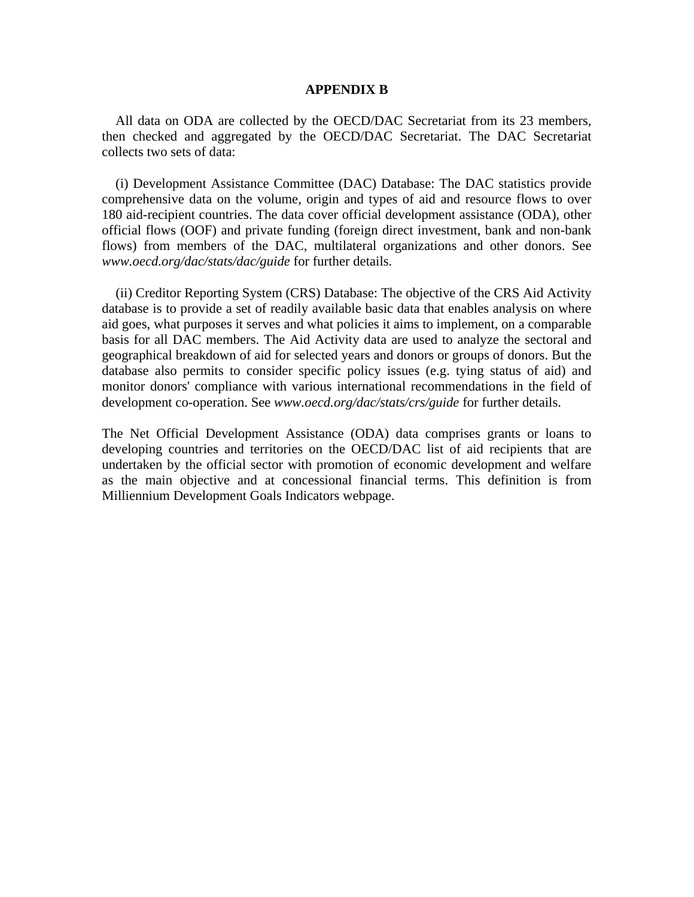# APPENDIX B

All data on ODA are collected by the OECD/DAC Secretariat from its 23 members, then checked and aggregated by the OECD/DAC Secretariat. The DAC Secretariat collects two sets of data:

(i) Development Assistance Committee (DAC) Database: The DAC statistics provide comprehensive data on the volume, origin and types of aid and resource flows to over 180 aid-recipient countries. The data cover official development assistance (ODA), other official flows (OOF) and private funding (foreign direct investment, bank and non-bank flows) from members of the DAC, multilateral organizations and other donors. See *www.oecd.org/dac/stats/dac/guide* for further details.

(ii) Creditor Reporting System (CRS) Database: The objective of the CRS Aid Activity database is to provide a set of readily available basic data that enables analysis on where aid goes, what purposes it serves and what policies it aims to implement, on a comparable basis for all DAC members. The Aid Activity data are used to analyze the sectoral and geographical breakdown of aid for selected years and donors or groups of donors. But the database also permits to consider specific policy issues (e.g. tying status of aid) and monitor donors' compliance with various international recommendations in the field of development co-operation. See *www.oecd.org/dac/stats/crs/guide* for further details.

The Net Official Development Assistance (ODA) data comprises grants or loans to developing countries and territories on the OECD/DAC list of aid recipients that are undertaken by the official sector with promotion of economic development and welfare as the main objective and at concessional financial terms. This definition is from Milliennium Development Goals Indicators webpage.